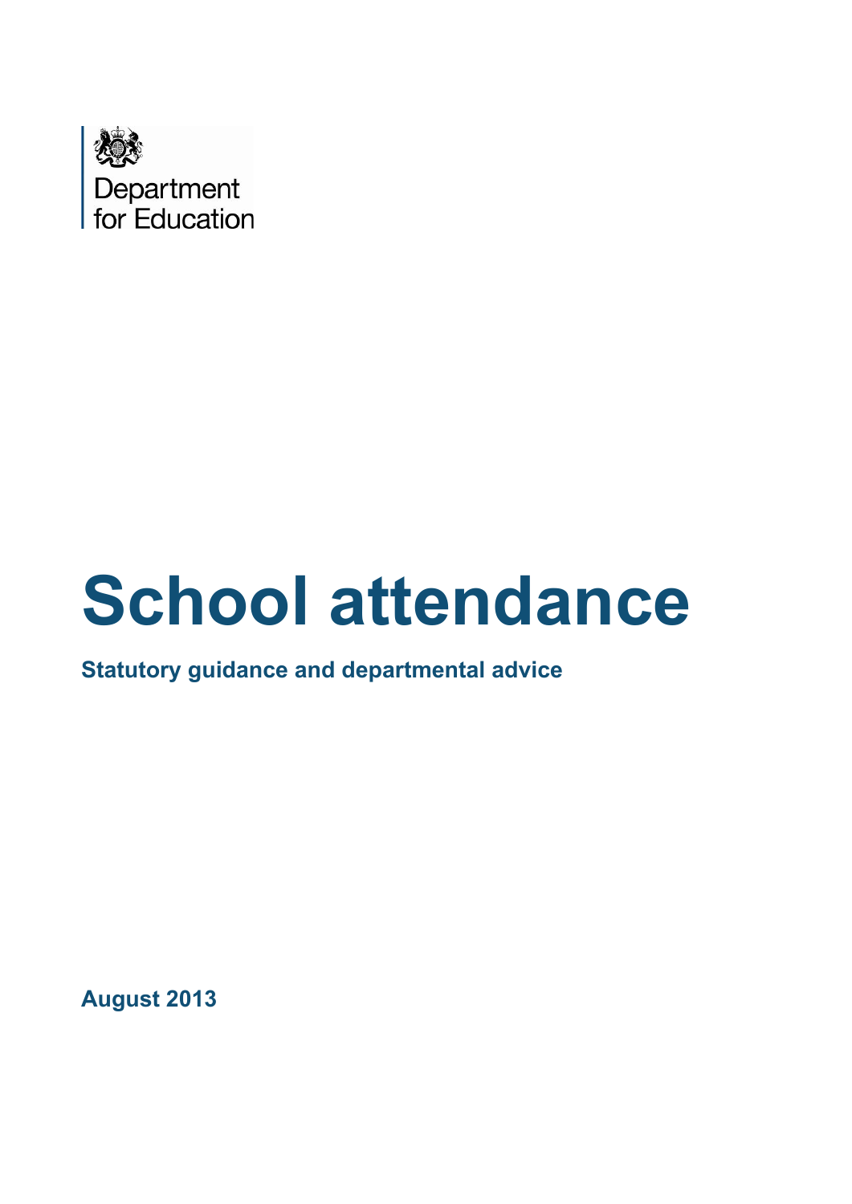Department for Education

# School attendance

**Statutory guidance and departmental advice**

**August 2013**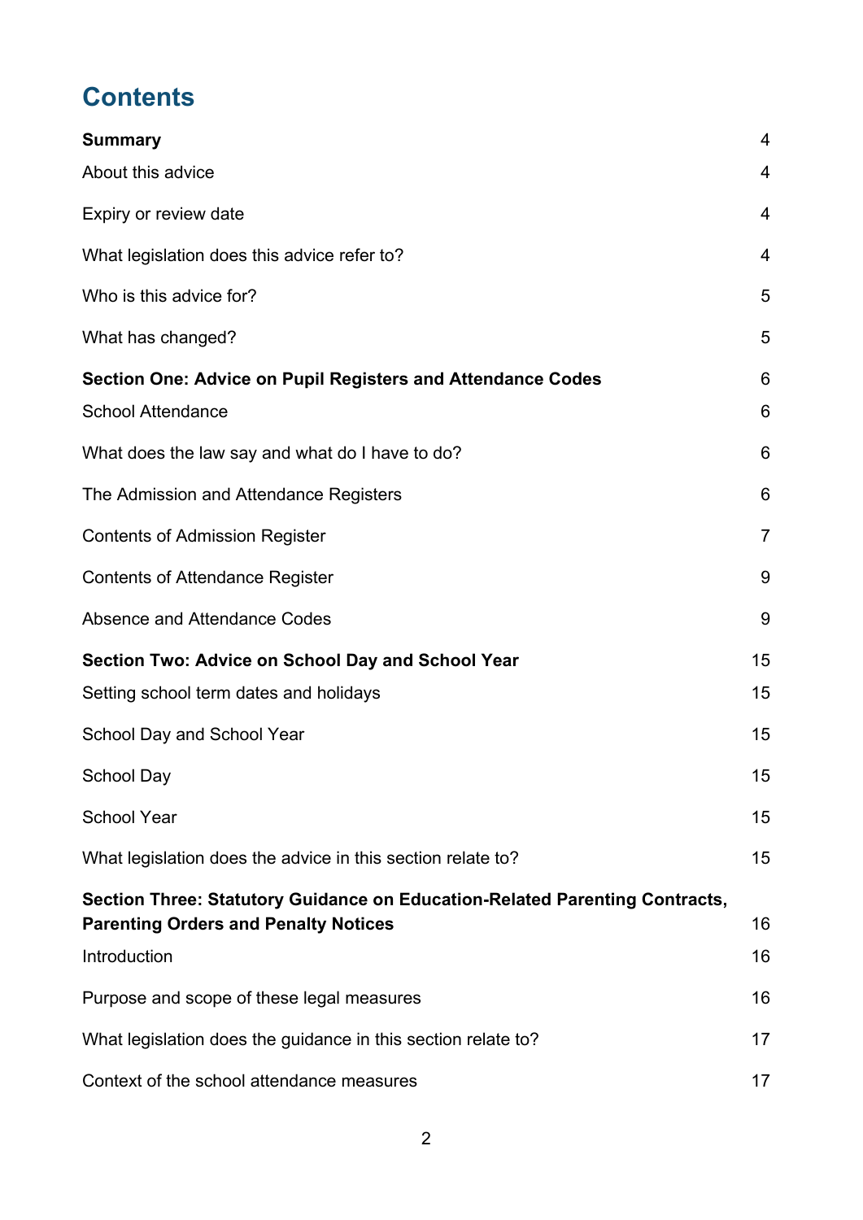# Contents

| | |
|---|---|
| **Summary** | 4 |
| About this advice | 4 |
| Expiry or review date | 4 |
| What legislation does this advice refer to? | 4 |
| Who is this advice for? | 5 |
| What has changed? | 5 |
| **Section One: Advice on Pupil Registers and Attendance Codes** | 6 |
| School Attendance | 6 |
| What does the law say and what do I have to do? | 6 |
| The Admission and Attendance Registers | 6 |
| Contents of Admission Register | 7 |
| Contents of Attendance Register | 9 |
| Absence and Attendance Codes | 9 |
| **Section Two: Advice on School Day and School Year** | 15 |
| Setting school term dates and holidays | 15 |
| School Day and School Year | 15 |
| School Day | 15 |
| School Year | 15 |
| What legislation does the advice in this section relate to? | 15 |
| **Section Three: Statutory Guidance on Education-Related Parenting Contracts, Parenting Orders and Penalty Notices** | 16 |
| Introduction | 16 |
| Purpose and scope of these legal measures | 16 |
| What legislation does the guidance in this section relate to? | 17 |
| Context of the school attendance measures | 17 |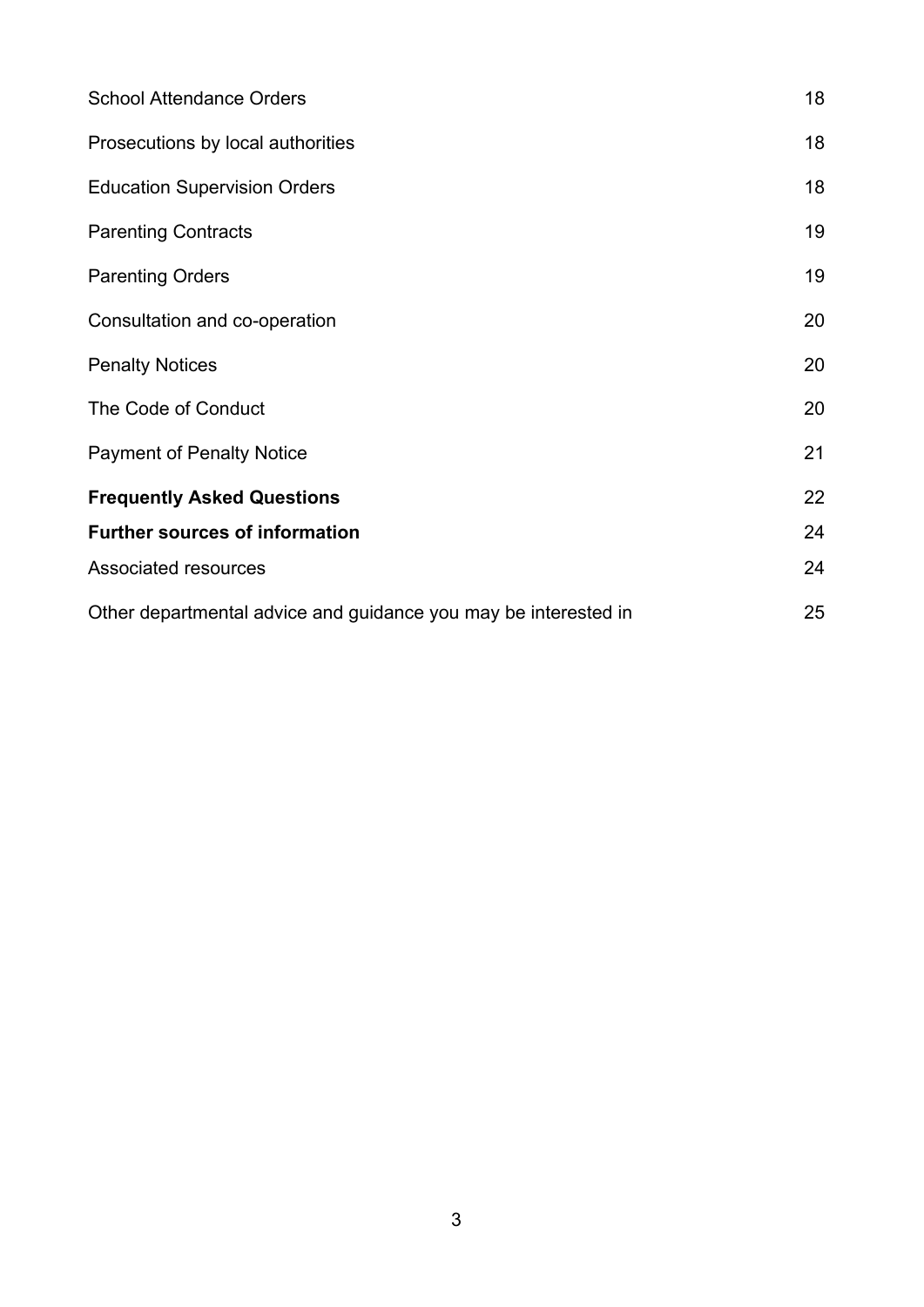| | |
|---|---|
| School Attendance Orders | 18 |
| Prosecutions by local authorities | 18 |
| Education Supervision Orders | 18 |
| Parenting Contracts | 19 |
| Parenting Orders | 19 |
| Consultation and co-operation | 20 |
| Penalty Notices | 20 |
| The Code of Conduct | 20 |
| Payment of Penalty Notice | 21 |
| **Frequently Asked Questions** | 22 |
| **Further sources of information** | 24 |
| Associated resources | 24 |
| Other departmental advice and guidance you may be interested in | 25 |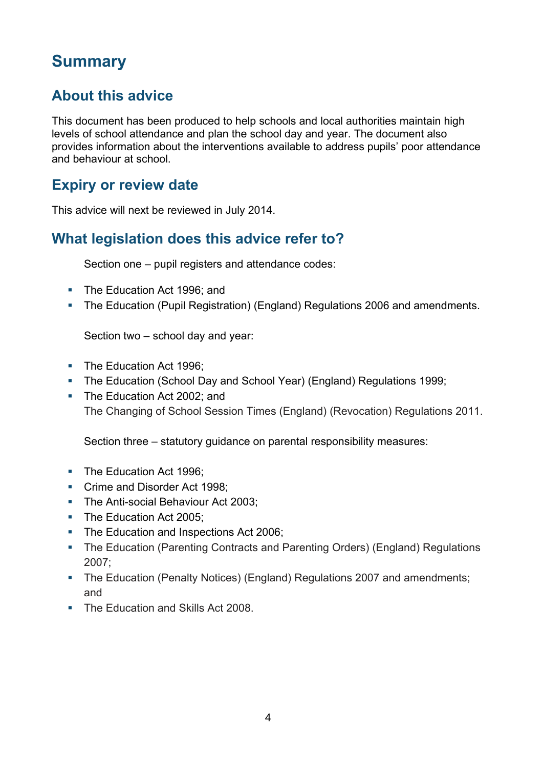# Summary

## About this advice

This document has been produced to help schools and local authorities maintain high levels of school attendance and plan the school day and year. The document also provides information about the interventions available to address pupils' poor attendance and behaviour at school.

## Expiry or review date

This advice will next be reviewed in July 2014.

## What legislation does this advice refer to?

Section one – pupil registers and attendance codes:

- The Education Act 1996; and
- The Education (Pupil Registration) (England) Regulations 2006 and amendments.

Section two – school day and year:

- The Education Act 1996;
- The Education (School Day and School Year) (England) Regulations 1999;
- The Education Act 2002; and
  The Changing of School Session Times (England) (Revocation) Regulations 2011.

Section three – statutory guidance on parental responsibility measures:

- The Education Act 1996;
- Crime and Disorder Act 1998;
- The Anti-social Behaviour Act 2003;
- The Education Act 2005;
- The Education and Inspections Act 2006;
- The Education (Parenting Contracts and Parenting Orders) (England) Regulations 2007;
- The Education (Penalty Notices) (England) Regulations 2007 and amendments; and
- The Education and Skills Act 2008.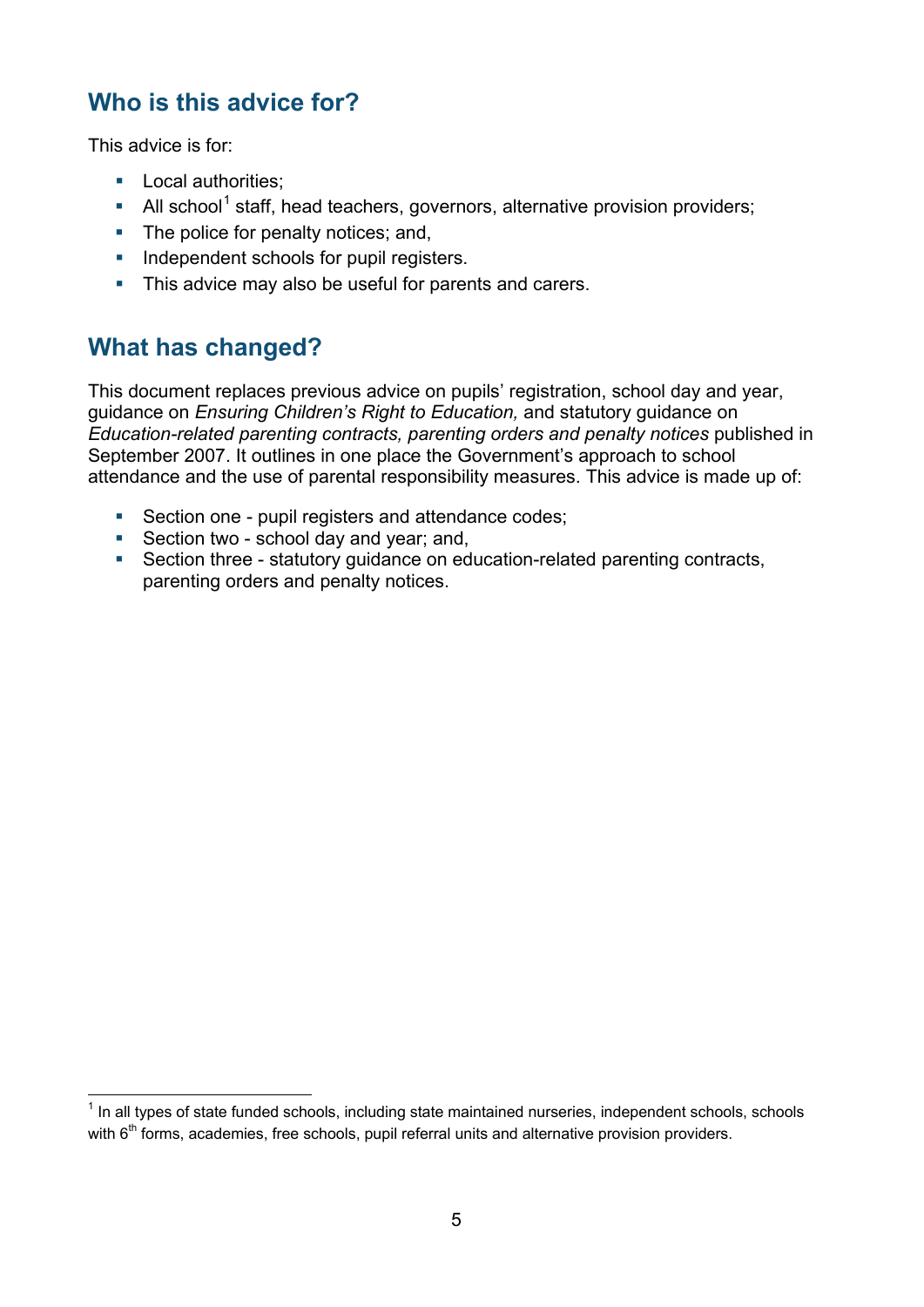## Who is this advice for?

This advice is for:

- Local authorities;
- All school[1] staff, head teachers, governors, alternative provision providers;
- The police for penalty notices; and,
- Independent schools for pupil registers.
- This advice may also be useful for parents and carers.

## What has changed?

This document replaces previous advice on pupils' registration, school day and year, guidance on *Ensuring Children's Right to Education,* and statutory guidance on *Education-related parenting contracts, parenting orders and penalty notices* published in September 2007. It outlines in one place the Government's approach to school attendance and the use of parental responsibility measures. This advice is made up of:

- Section one - pupil registers and attendance codes;
- Section two - school day and year; and,
- Section three - statutory guidance on education-related parenting contracts, parenting orders and penalty notices.

[1] In all types of state funded schools, including state maintained nurseries, independent schools, schools with 6th forms, academies, free schools, pupil referral units and alternative provision providers.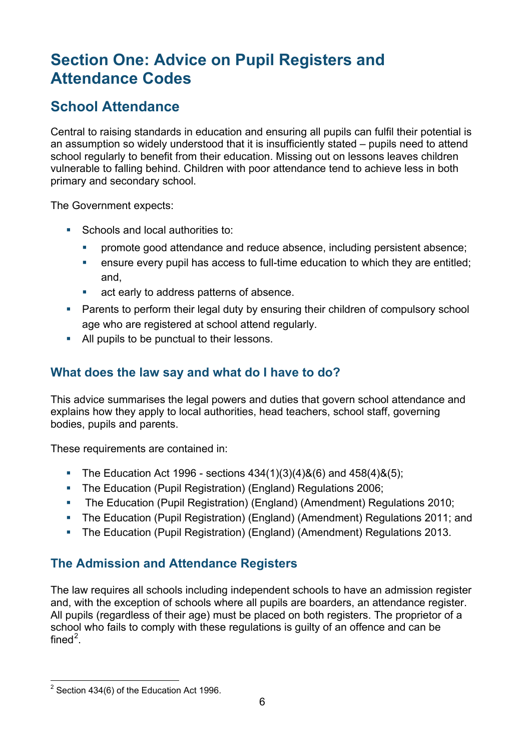# Section One: Advice on Pupil Registers and Attendance Codes

## School Attendance

Central to raising standards in education and ensuring all pupils can fulfil their potential is an assumption so widely understood that it is insufficiently stated – pupils need to attend school regularly to benefit from their education. Missing out on lessons leaves children vulnerable to falling behind. Children with poor attendance tend to achieve less in both primary and secondary school.

The Government expects:

- Schools and local authorities to:
  - promote good attendance and reduce absence, including persistent absence;
  - ensure every pupil has access to full-time education to which they are entitled; and,
  - act early to address patterns of absence.
- Parents to perform their legal duty by ensuring their children of compulsory school age who are registered at school attend regularly.
- All pupils to be punctual to their lessons.

### What does the law say and what do I have to do?

This advice summarises the legal powers and duties that govern school attendance and explains how they apply to local authorities, head teachers, school staff, governing bodies, pupils and parents.

These requirements are contained in:

- The Education Act 1996 - sections 434(1)(3)(4)&(6) and 458(4)&(5);
- The Education (Pupil Registration) (England) Regulations 2006;
- The Education (Pupil Registration) (England) (Amendment) Regulations 2010;
- The Education (Pupil Registration) (England) (Amendment) Regulations 2011; and
- The Education (Pupil Registration) (England) (Amendment) Regulations 2013.

### The Admission and Attendance Registers

The law requires all schools including independent schools to have an admission register and, with the exception of schools where all pupils are boarders, an attendance register. All pupils (regardless of their age) must be placed on both registers. The proprietor of a school who fails to comply with these regulations is guilty of an offence and can be fined[2].

[2] Section 434(6) of the Education Act 1996.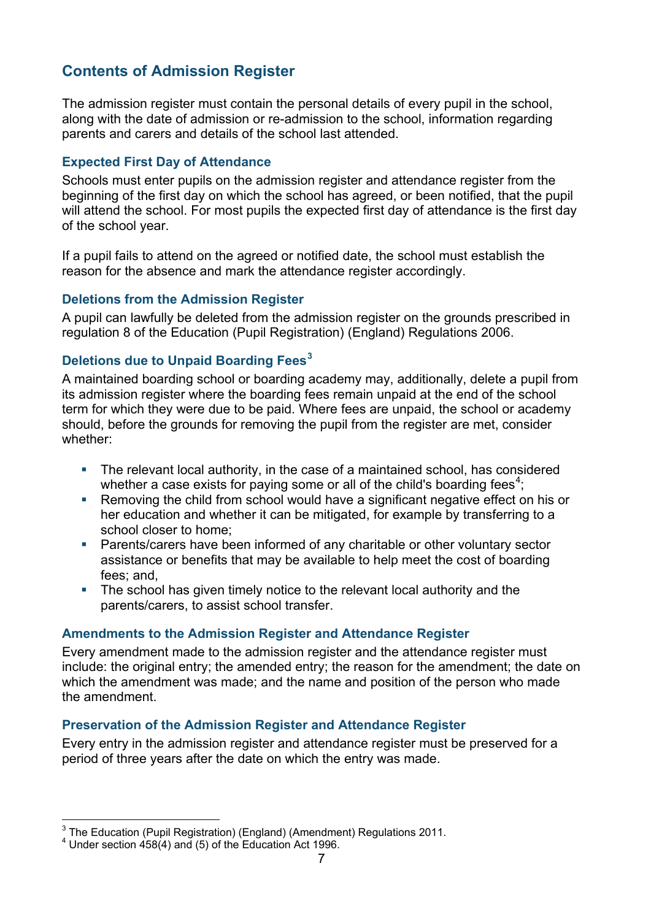## Contents of Admission Register

The admission register must contain the personal details of every pupil in the school, along with the date of admission or re-admission to the school, information regarding parents and carers and details of the school last attended.

### Expected First Day of Attendance

Schools must enter pupils on the admission register and attendance register from the beginning of the first day on which the school has agreed, or been notified, that the pupil will attend the school. For most pupils the expected first day of attendance is the first day of the school year.

If a pupil fails to attend on the agreed or notified date, the school must establish the reason for the absence and mark the attendance register accordingly.

### Deletions from the Admission Register

A pupil can lawfully be deleted from the admission register on the grounds prescribed in regulation 8 of the Education (Pupil Registration) (England) Regulations 2006.

### Deletions due to Unpaid Boarding Fees[3]

A maintained boarding school or boarding academy may, additionally, delete a pupil from its admission register where the boarding fees remain unpaid at the end of the school term for which they were due to be paid. Where fees are unpaid, the school or academy should, before the grounds for removing the pupil from the register are met, consider whether:

- The relevant local authority, in the case of a maintained school, has considered whether a case exists for paying some or all of the child's boarding fees[4];
- Removing the child from school would have a significant negative effect on his or her education and whether it can be mitigated, for example by transferring to a school closer to home;
- Parents/carers have been informed of any charitable or other voluntary sector assistance or benefits that may be available to help meet the cost of boarding fees; and,
- The school has given timely notice to the relevant local authority and the parents/carers, to assist school transfer.

### Amendments to the Admission Register and Attendance Register

Every amendment made to the admission register and the attendance register must include: the original entry; the amended entry; the reason for the amendment; the date on which the amendment was made; and the name and position of the person who made the amendment.

### Preservation of the Admission Register and Attendance Register

Every entry in the admission register and attendance register must be preserved for a period of three years after the date on which the entry was made.

---

[3] The Education (Pupil Registration) (England) (Amendment) Regulations 2011.

[4] Under section 458(4) and (5) of the Education Act 1996.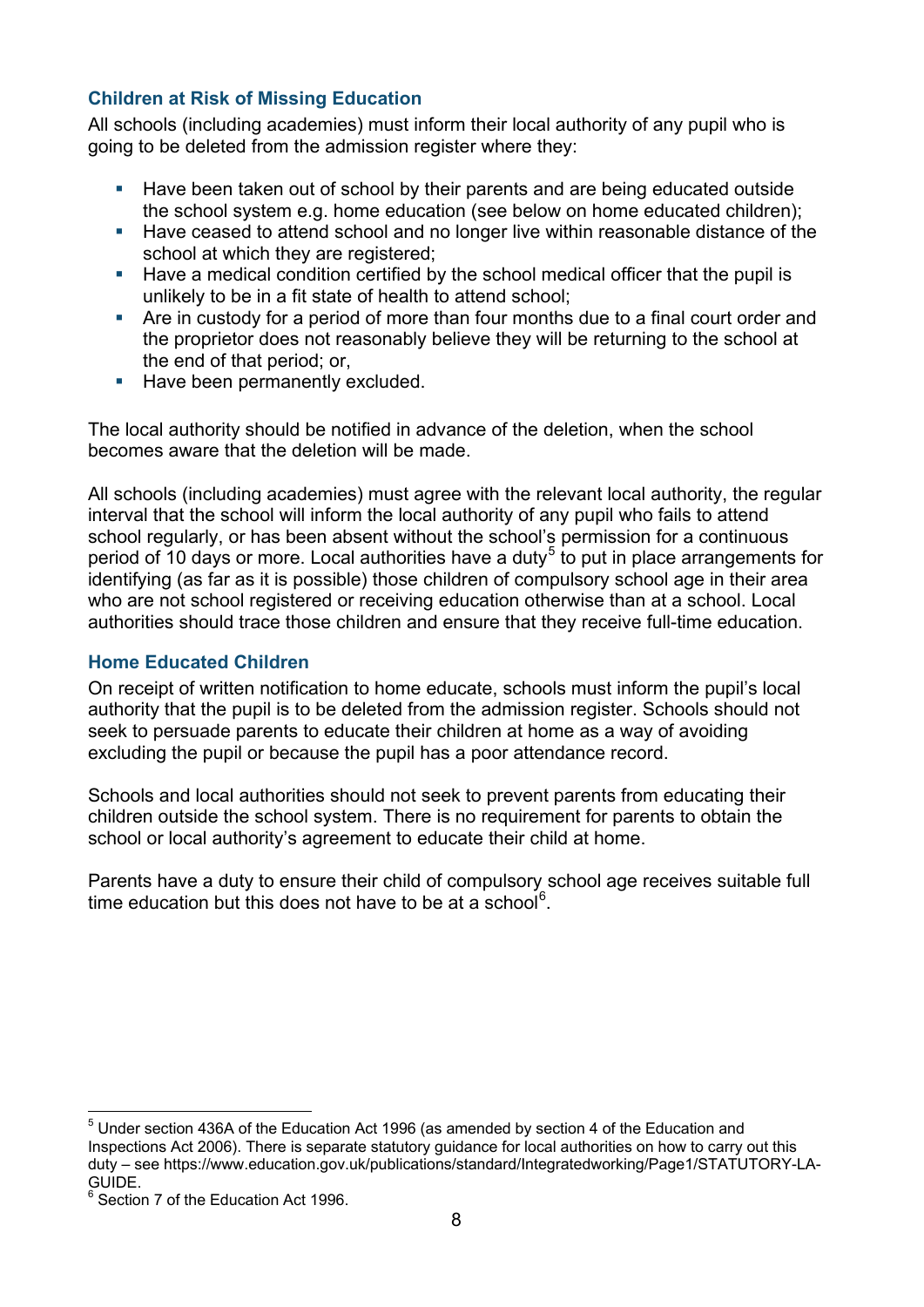### Children at Risk of Missing Education

All schools (including academies) must inform their local authority of any pupil who is going to be deleted from the admission register where they:

- Have been taken out of school by their parents and are being educated outside the school system e.g. home education (see below on home educated children);
- Have ceased to attend school and no longer live within reasonable distance of the school at which they are registered;
- Have a medical condition certified by the school medical officer that the pupil is unlikely to be in a fit state of health to attend school;
- Are in custody for a period of more than four months due to a final court order and the proprietor does not reasonably believe they will be returning to the school at the end of that period; or,
- Have been permanently excluded.

The local authority should be notified in advance of the deletion, when the school becomes aware that the deletion will be made.

All schools (including academies) must agree with the relevant local authority, the regular interval that the school will inform the local authority of any pupil who fails to attend school regularly, or has been absent without the school's permission for a continuous period of 10 days or more. Local authorities have a duty[5] to put in place arrangements for identifying (as far as it is possible) those children of compulsory school age in their area who are not school registered or receiving education otherwise than at a school. Local authorities should trace those children and ensure that they receive full-time education.

### Home Educated Children

On receipt of written notification to home educate, schools must inform the pupil's local authority that the pupil is to be deleted from the admission register. Schools should not seek to persuade parents to educate their children at home as a way of avoiding excluding the pupil or because the pupil has a poor attendance record.

Schools and local authorities should not seek to prevent parents from educating their children outside the school system. There is no requirement for parents to obtain the school or local authority's agreement to educate their child at home.

Parents have a duty to ensure their child of compulsory school age receives suitable full time education but this does not have to be at a school[6].

---

[5] Under section 436A of the Education Act 1996 (as amended by section 4 of the Education and Inspections Act 2006). There is separate statutory guidance for local authorities on how to carry out this duty – see https://www.education.gov.uk/publications/standard/Integratedworking/Page1/STATUTORY-LA-GUIDE.

[6] Section 7 of the Education Act 1996.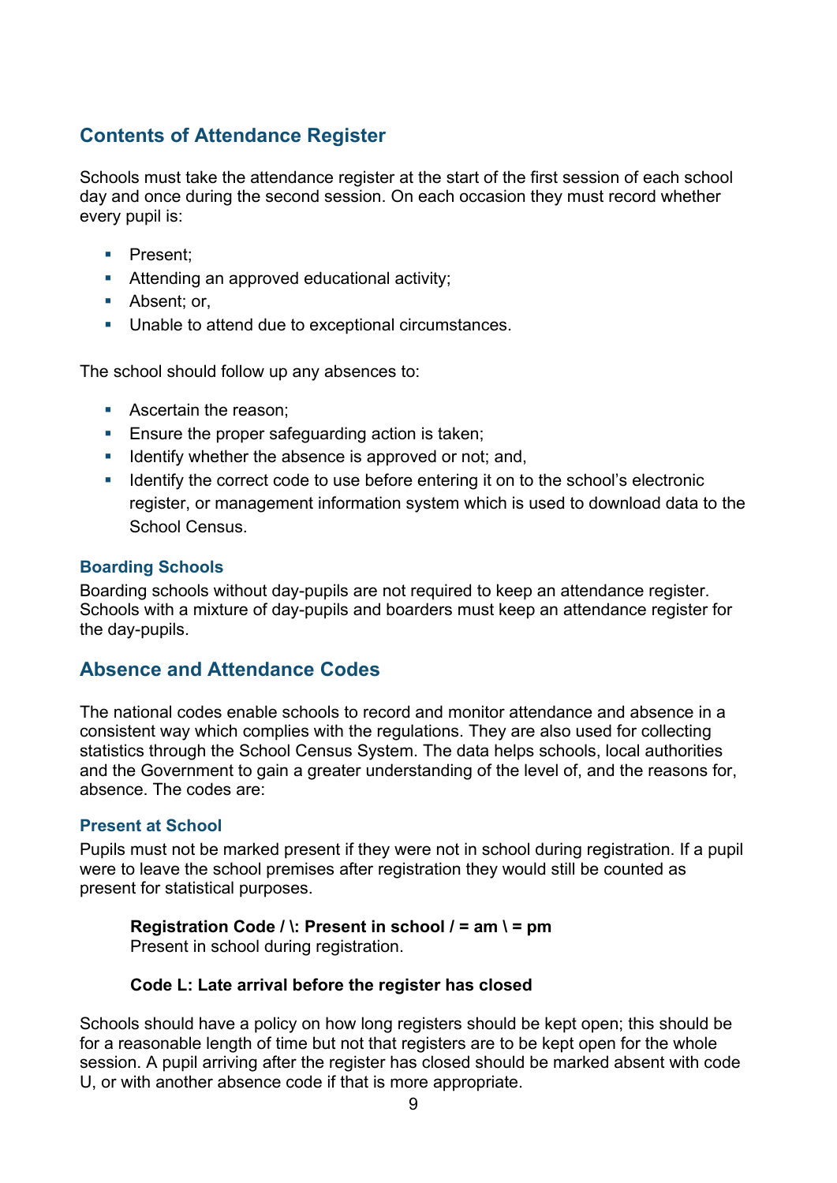## Contents of Attendance Register

Schools must take the attendance register at the start of the first session of each school day and once during the second session. On each occasion they must record whether every pupil is:

- Present;
- Attending an approved educational activity;
- Absent; or,
- Unable to attend due to exceptional circumstances.

The school should follow up any absences to:

- Ascertain the reason;
- Ensure the proper safeguarding action is taken;
- Identify whether the absence is approved or not; and,
- Identify the correct code to use before entering it on to the school's electronic register, or management information system which is used to download data to the School Census.

### Boarding Schools

Boarding schools without day-pupils are not required to keep an attendance register. Schools with a mixture of day-pupils and boarders must keep an attendance register for the day-pupils.

## Absence and Attendance Codes

The national codes enable schools to record and monitor attendance and absence in a consistent way which complies with the regulations. They are also used for collecting statistics through the School Census System. The data helps schools, local authorities and the Government to gain a greater understanding of the level of, and the reasons for, absence. The codes are:

### Present at School

Pupils must not be marked present if they were not in school during registration. If a pupil were to leave the school premises after registration they would still be counted as present for statistical purposes.

> **Registration Code / \: Present in school / = am \ = pm**
> Present in school during registration.

> **Code L: Late arrival before the register has closed**

Schools should have a policy on how long registers should be kept open; this should be for a reasonable length of time but not that registers are to be kept open for the whole session. A pupil arriving after the register has closed should be marked absent with code U, or with another absence code if that is more appropriate.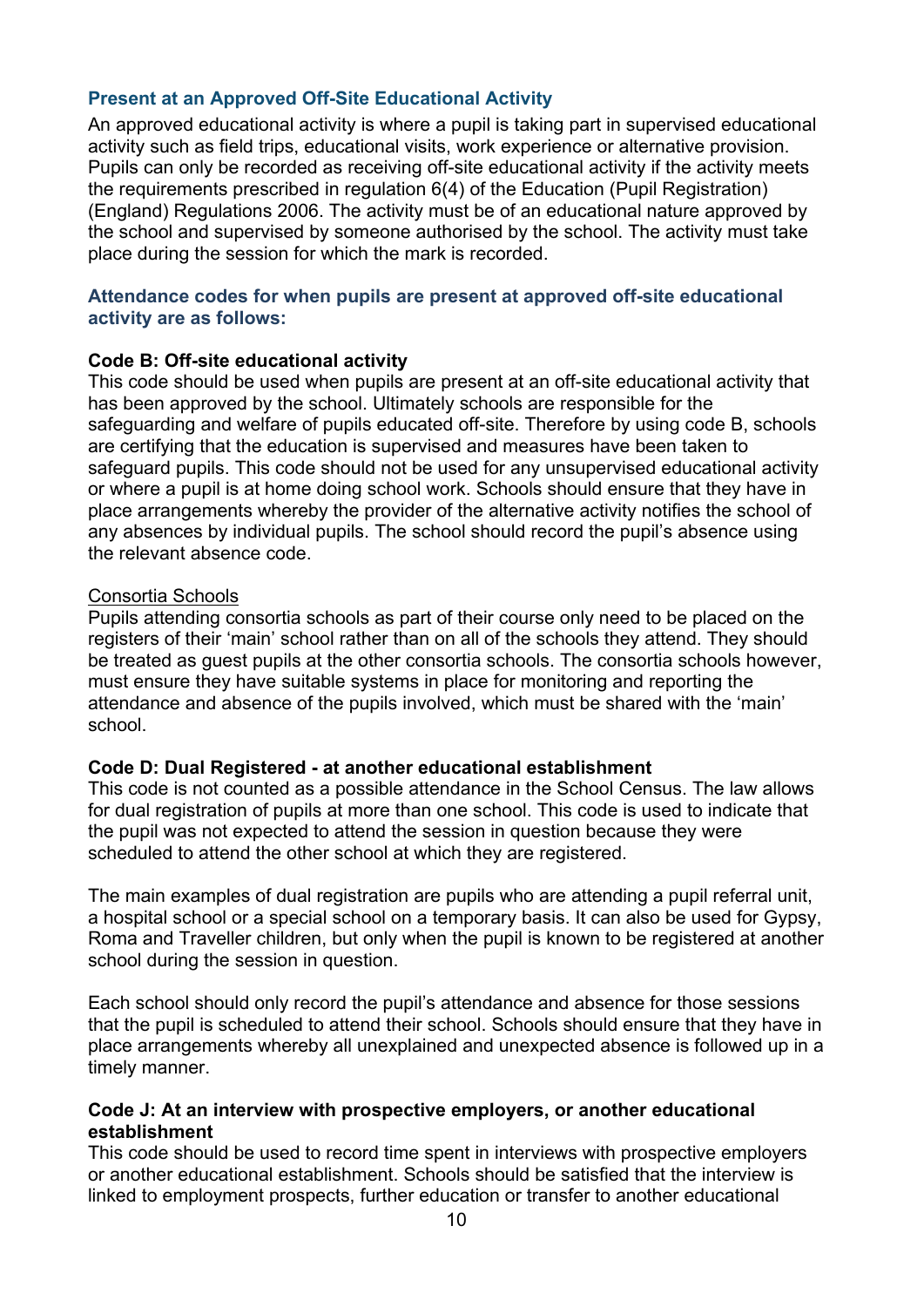### Present at an Approved Off-Site Educational Activity

An approved educational activity is where a pupil is taking part in supervised educational activity such as field trips, educational visits, work experience or alternative provision. Pupils can only be recorded as receiving off-site educational activity if the activity meets the requirements prescribed in regulation 6(4) of the Education (Pupil Registration) (England) Regulations 2006. The activity must be of an educational nature approved by the school and supervised by someone authorised by the school. The activity must take place during the session for which the mark is recorded.

#### Attendance codes for when pupils are present at approved off-site educational activity are as follows:

**Code B: Off-site educational activity**

This code should be used when pupils are present at an off-site educational activity that has been approved by the school. Ultimately schools are responsible for the safeguarding and welfare of pupils educated off-site. Therefore by using code B, schools are certifying that the education is supervised and measures have been taken to safeguard pupils. This code should not be used for any unsupervised educational activity or where a pupil is at home doing school work. Schools should ensure that they have in place arrangements whereby the provider of the alternative activity notifies the school of any absences by individual pupils. The school should record the pupil's absence using the relevant absence code.

<u>Consortia Schools</u>

Pupils attending consortia schools as part of their course only need to be placed on the registers of their 'main' school rather than on all of the schools they attend. They should be treated as guest pupils at the other consortia schools. The consortia schools however, must ensure they have suitable systems in place for monitoring and reporting the attendance and absence of the pupils involved, which must be shared with the 'main' school.

**Code D: Dual Registered - at another educational establishment**

This code is not counted as a possible attendance in the School Census. The law allows for dual registration of pupils at more than one school. This code is used to indicate that the pupil was not expected to attend the session in question because they were scheduled to attend the other school at which they are registered.

The main examples of dual registration are pupils who are attending a pupil referral unit, a hospital school or a special school on a temporary basis. It can also be used for Gypsy, Roma and Traveller children, but only when the pupil is known to be registered at another school during the session in question.

Each school should only record the pupil's attendance and absence for those sessions that the pupil is scheduled to attend their school. Schools should ensure that they have in place arrangements whereby all unexplained and unexpected absence is followed up in a timely manner.

**Code J: At an interview with prospective employers, or another educational establishment**

This code should be used to record time spent in interviews with prospective employers or another educational establishment. Schools should be satisfied that the interview is linked to employment prospects, further education or transfer to another educational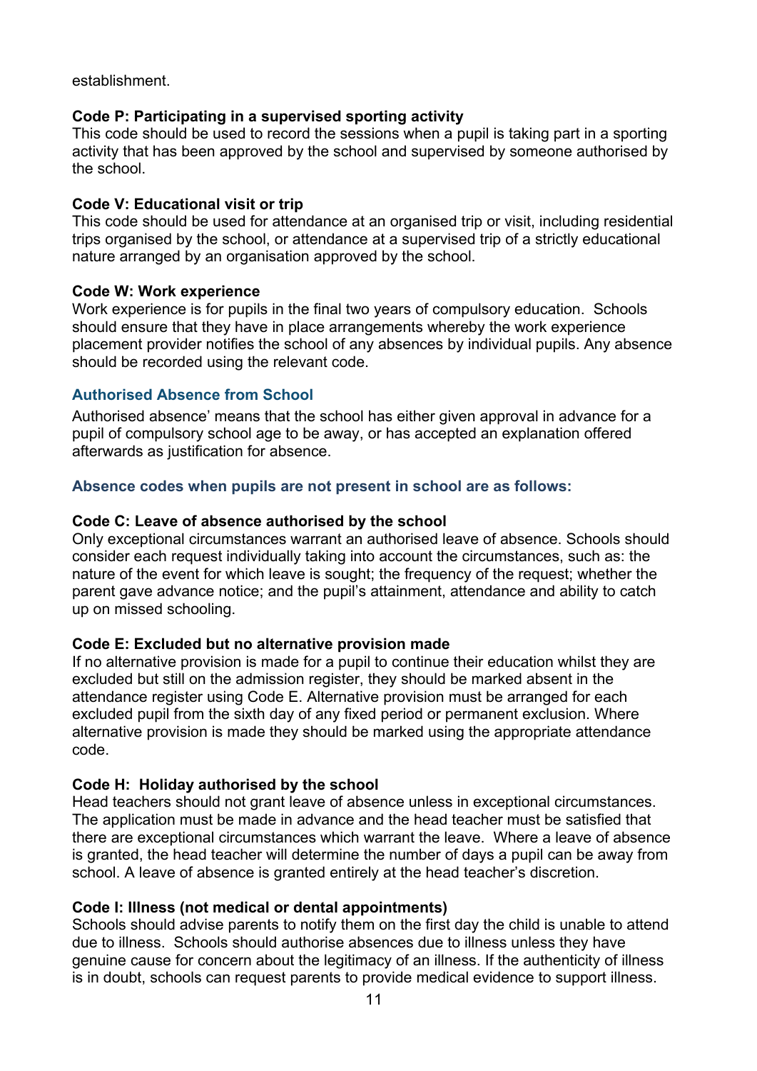establishment.

**Code P: Participating in a supervised sporting activity**
This code should be used to record the sessions when a pupil is taking part in a sporting activity that has been approved by the school and supervised by someone authorised by the school.

**Code V: Educational visit or trip**
This code should be used for attendance at an organised trip or visit, including residential trips organised by the school, or attendance at a supervised trip of a strictly educational nature arranged by an organisation approved by the school.

**Code W: Work experience**
Work experience is for pupils in the final two years of compulsory education. Schools should ensure that they have in place arrangements whereby the work experience placement provider notifies the school of any absences by individual pupils. Any absence should be recorded using the relevant code.

### Authorised Absence from School

Authorised absence' means that the school has either given approval in advance for a pupil of compulsory school age to be away, or has accepted an explanation offered afterwards as justification for absence.

#### Absence codes when pupils are not present in school are as follows:

**Code C: Leave of absence authorised by the school**
Only exceptional circumstances warrant an authorised leave of absence. Schools should consider each request individually taking into account the circumstances, such as: the nature of the event for which leave is sought; the frequency of the request; whether the parent gave advance notice; and the pupil's attainment, attendance and ability to catch up on missed schooling.

**Code E: Excluded but no alternative provision made**
If no alternative provision is made for a pupil to continue their education whilst they are excluded but still on the admission register, they should be marked absent in the attendance register using Code E. Alternative provision must be arranged for each excluded pupil from the sixth day of any fixed period or permanent exclusion. Where alternative provision is made they should be marked using the appropriate attendance code.

**Code H: Holiday authorised by the school**
Head teachers should not grant leave of absence unless in exceptional circumstances. The application must be made in advance and the head teacher must be satisfied that there are exceptional circumstances which warrant the leave. Where a leave of absence is granted, the head teacher will determine the number of days a pupil can be away from school. A leave of absence is granted entirely at the head teacher's discretion.

**Code I: Illness (not medical or dental appointments)**
Schools should advise parents to notify them on the first day the child is unable to attend due to illness. Schools should authorise absences due to illness unless they have genuine cause for concern about the legitimacy of an illness. If the authenticity of illness is in doubt, schools can request parents to provide medical evidence to support illness.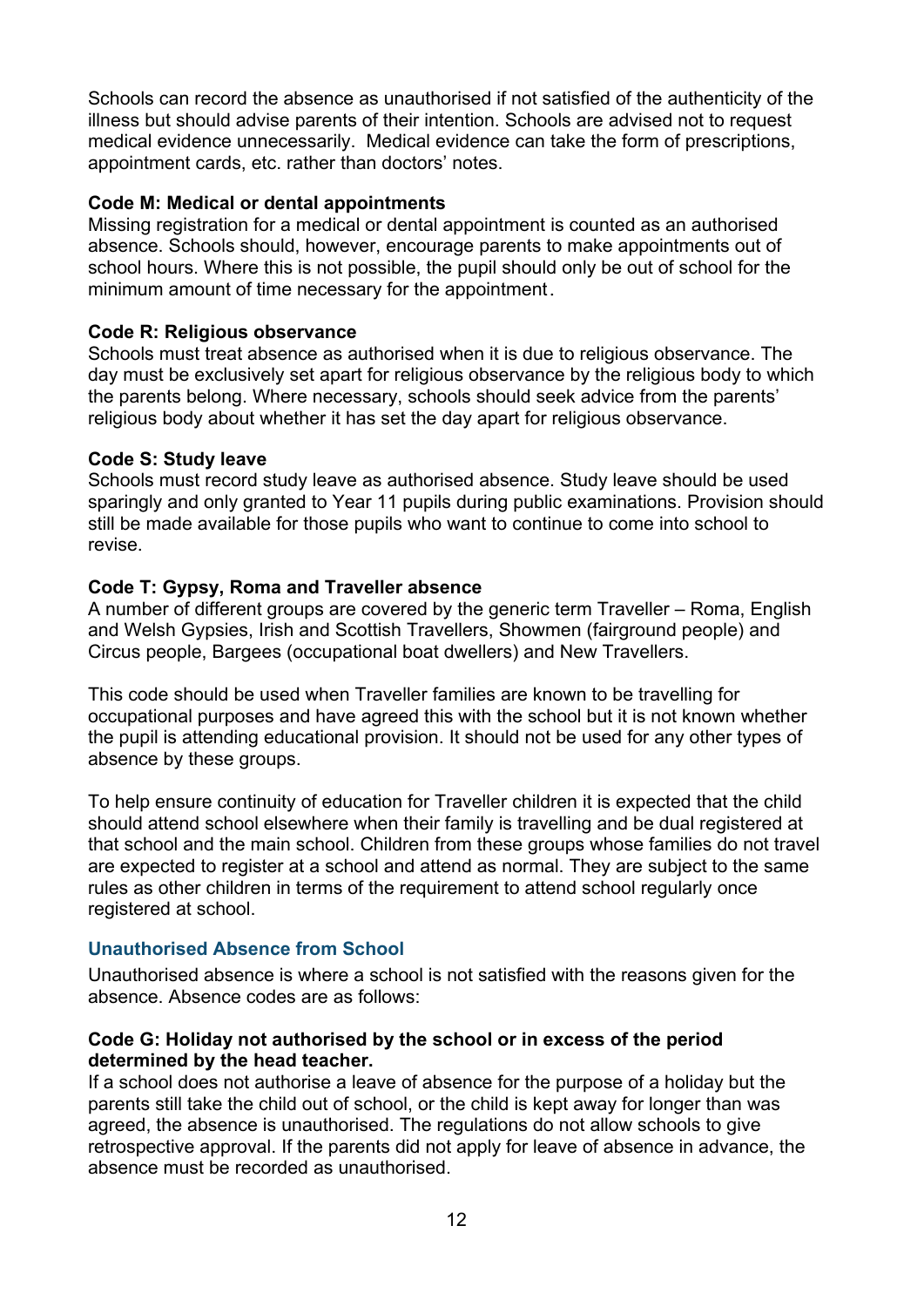Schools can record the absence as unauthorised if not satisfied of the authenticity of the illness but should advise parents of their intention. Schools are advised not to request medical evidence unnecessarily. Medical evidence can take the form of prescriptions, appointment cards, etc. rather than doctors' notes.

**Code M: Medical or dental appointments**

Missing registration for a medical or dental appointment is counted as an authorised absence. Schools should, however, encourage parents to make appointments out of school hours. Where this is not possible, the pupil should only be out of school for the minimum amount of time necessary for the appointment.

**Code R: Religious observance**

Schools must treat absence as authorised when it is due to religious observance. The day must be exclusively set apart for religious observance by the religious body to which the parents belong. Where necessary, schools should seek advice from the parents' religious body about whether it has set the day apart for religious observance.

**Code S: Study leave**

Schools must record study leave as authorised absence. Study leave should be used sparingly and only granted to Year 11 pupils during public examinations. Provision should still be made available for those pupils who want to continue to come into school to revise.

**Code T: Gypsy, Roma and Traveller absence**

A number of different groups are covered by the generic term Traveller – Roma, English and Welsh Gypsies, Irish and Scottish Travellers, Showmen (fairground people) and Circus people, Bargees (occupational boat dwellers) and New Travellers.

This code should be used when Traveller families are known to be travelling for occupational purposes and have agreed this with the school but it is not known whether the pupil is attending educational provision. It should not be used for any other types of absence by these groups.

To help ensure continuity of education for Traveller children it is expected that the child should attend school elsewhere when their family is travelling and be dual registered at that school and the main school. Children from these groups whose families do not travel are expected to register at a school and attend as normal. They are subject to the same rules as other children in terms of the requirement to attend school regularly once registered at school.

### Unauthorised Absence from School

Unauthorised absence is where a school is not satisfied with the reasons given for the absence. Absence codes are as follows:

**Code G: Holiday not authorised by the school or in excess of the period determined by the head teacher.**

If a school does not authorise a leave of absence for the purpose of a holiday but the parents still take the child out of school, or the child is kept away for longer than was agreed, the absence is unauthorised. The regulations do not allow schools to give retrospective approval. If the parents did not apply for leave of absence in advance, the absence must be recorded as unauthorised.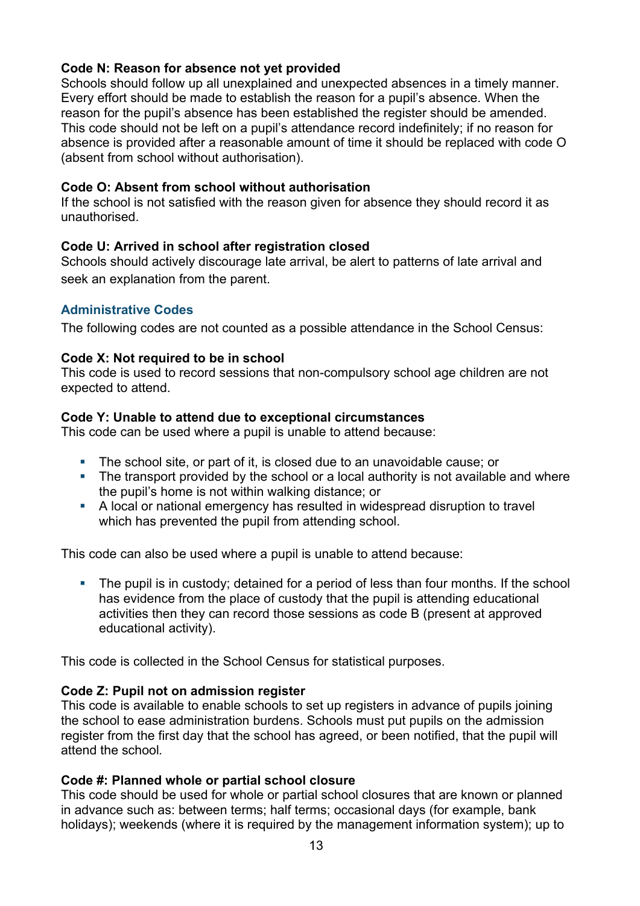**Code N: Reason for absence not yet provided**
Schools should follow up all unexplained and unexpected absences in a timely manner. Every effort should be made to establish the reason for a pupil's absence. When the reason for the pupil's absence has been established the register should be amended. This code should not be left on a pupil's attendance record indefinitely; if no reason for absence is provided after a reasonable amount of time it should be replaced with code O (absent from school without authorisation).

**Code O: Absent from school without authorisation**
If the school is not satisfied with the reason given for absence they should record it as unauthorised.

**Code U: Arrived in school after registration closed**
Schools should actively discourage late arrival, be alert to patterns of late arrival and seek an explanation from the parent.

### Administrative Codes

The following codes are not counted as a possible attendance in the School Census:

**Code X: Not required to be in school**
This code is used to record sessions that non-compulsory school age children are not expected to attend.

**Code Y: Unable to attend due to exceptional circumstances**
This code can be used where a pupil is unable to attend because:

- The school site, or part of it, is closed due to an unavoidable cause; or
- The transport provided by the school or a local authority is not available and where the pupil's home is not within walking distance; or
- A local or national emergency has resulted in widespread disruption to travel which has prevented the pupil from attending school.

This code can also be used where a pupil is unable to attend because:

- The pupil is in custody; detained for a period of less than four months. If the school has evidence from the place of custody that the pupil is attending educational activities then they can record those sessions as code B (present at approved educational activity).

This code is collected in the School Census for statistical purposes.

**Code Z: Pupil not on admission register**
This code is available to enable schools to set up registers in advance of pupils joining the school to ease administration burdens. Schools must put pupils on the admission register from the first day that the school has agreed, or been notified, that the pupil will attend the school.

**Code #: Planned whole or partial school closure**
This code should be used for whole or partial school closures that are known or planned in advance such as: between terms; half terms; occasional days (for example, bank holidays); weekends (where it is required by the management information system); up to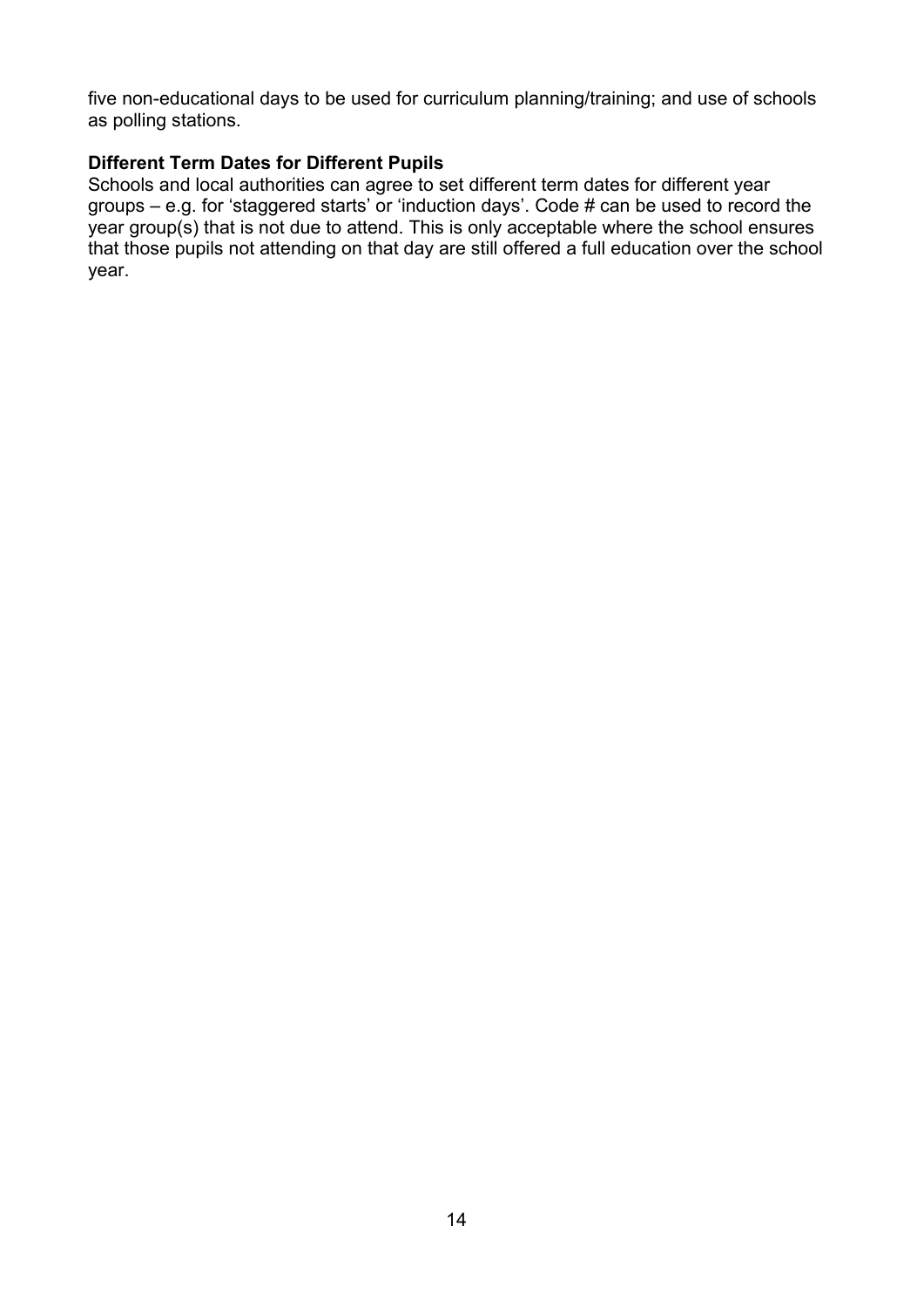five non-educational days to be used for curriculum planning/training; and use of schools as polling stations.

**Different Term Dates for Different Pupils**

Schools and local authorities can agree to set different term dates for different year groups – e.g. for 'staggered starts' or 'induction days'. Code # can be used to record the year group(s) that is not due to attend. This is only acceptable where the school ensures that those pupils not attending on that day are still offered a full education over the school year.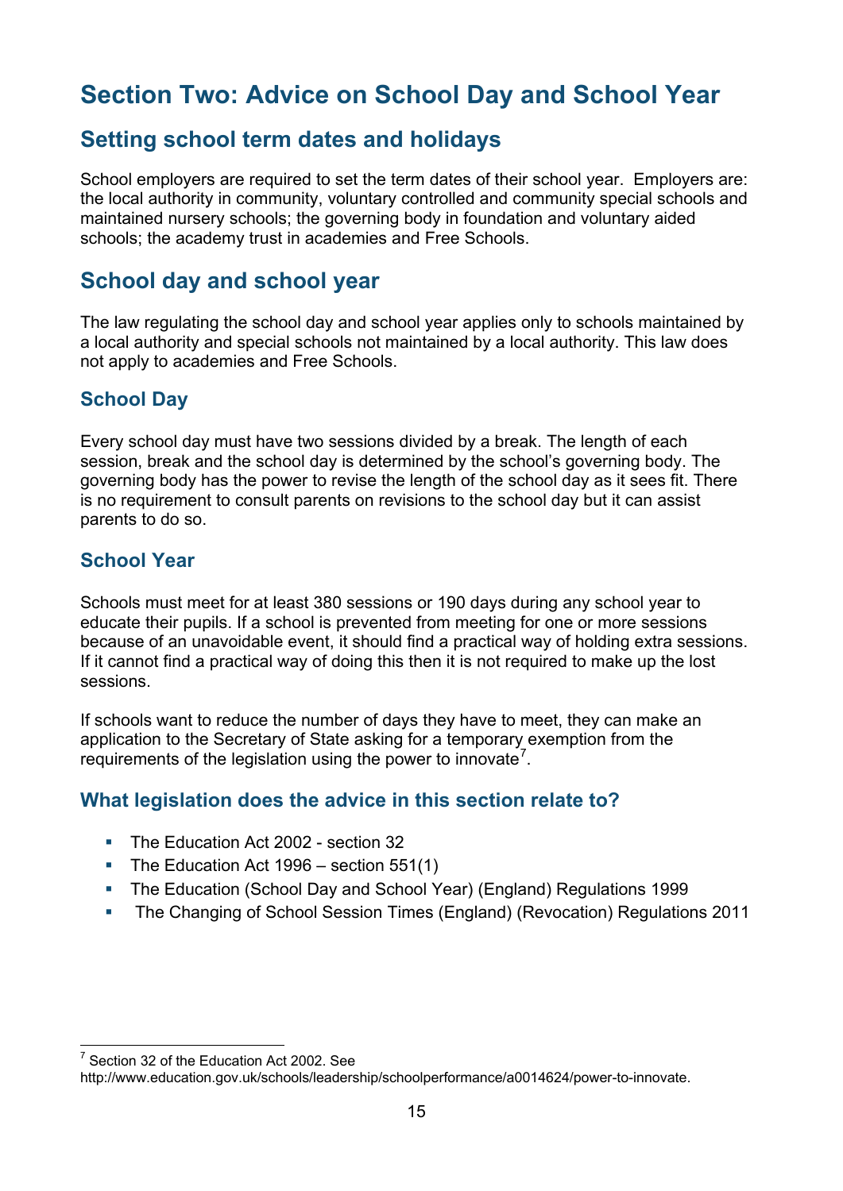# Section Two: Advice on School Day and School Year

## Setting school term dates and holidays

School employers are required to set the term dates of their school year. Employers are: the local authority in community, voluntary controlled and community special schools and maintained nursery schools; the governing body in foundation and voluntary aided schools; the academy trust in academies and Free Schools.

## School day and school year

The law regulating the school day and school year applies only to schools maintained by a local authority and special schools not maintained by a local authority. This law does not apply to academies and Free Schools.

### School Day

Every school day must have two sessions divided by a break. The length of each session, break and the school day is determined by the school's governing body. The governing body has the power to revise the length of the school day as it sees fit. There is no requirement to consult parents on revisions to the school day but it can assist parents to do so.

### School Year

Schools must meet for at least 380 sessions or 190 days during any school year to educate their pupils. If a school is prevented from meeting for one or more sessions because of an unavoidable event, it should find a practical way of holding extra sessions. If it cannot find a practical way of doing this then it is not required to make up the lost sessions.

If schools want to reduce the number of days they have to meet, they can make an application to the Secretary of State asking for a temporary exemption from the requirements of the legislation using the power to innovate[7].

### What legislation does the advice in this section relate to?

- The Education Act 2002 - section 32
- The Education Act 1996 – section 551(1)
- The Education (School Day and School Year) (England) Regulations 1999
- The Changing of School Session Times (England) (Revocation) Regulations 2011

---

[7] Section 32 of the Education Act 2002. See http://www.education.gov.uk/schools/leadership/schoolperformance/a0014624/power-to-innovate.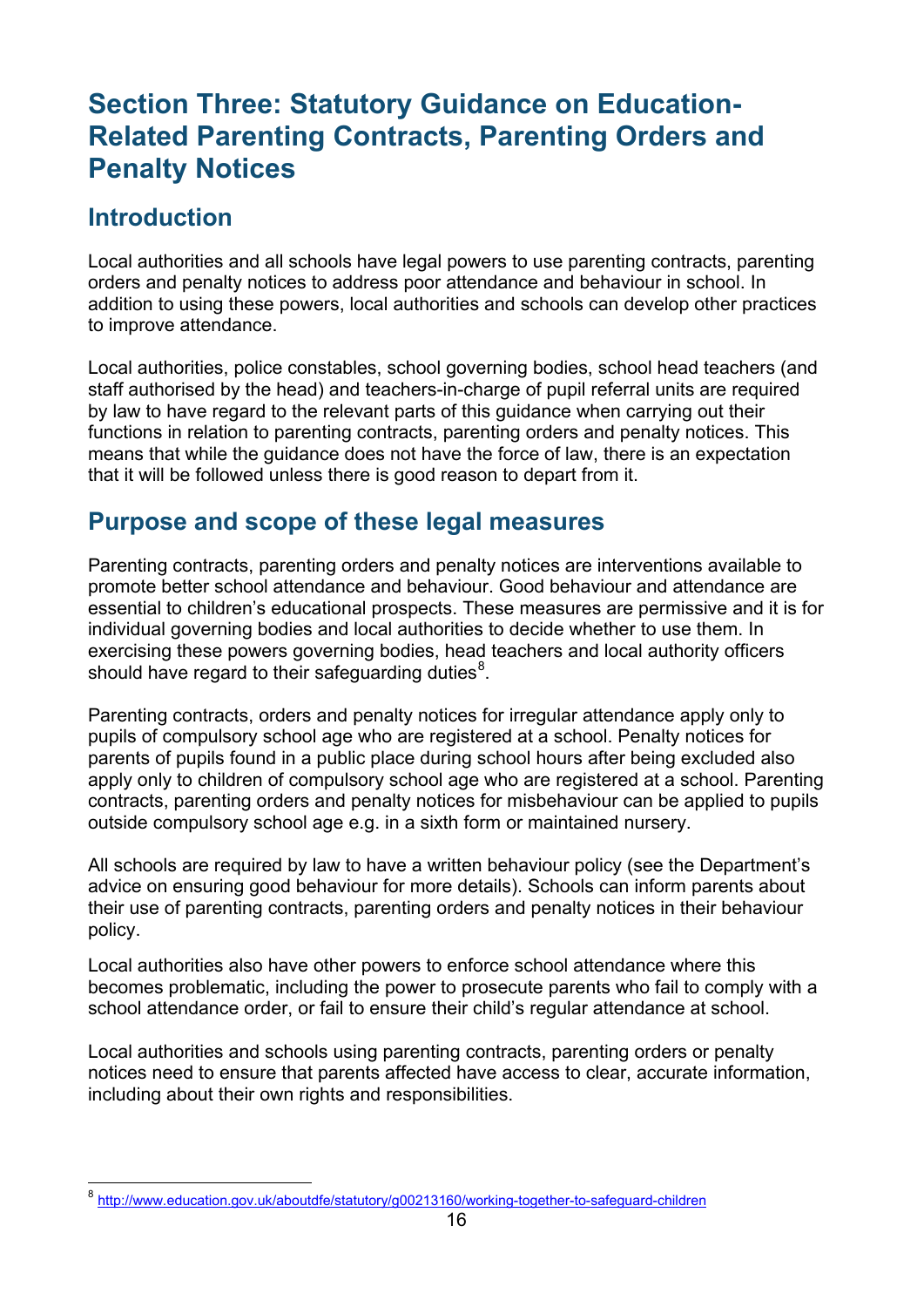# Section Three: Statutory Guidance on Education-Related Parenting Contracts, Parenting Orders and Penalty Notices

## Introduction

Local authorities and all schools have legal powers to use parenting contracts, parenting orders and penalty notices to address poor attendance and behaviour in school. In addition to using these powers, local authorities and schools can develop other practices to improve attendance.

Local authorities, police constables, school governing bodies, school head teachers (and staff authorised by the head) and teachers-in-charge of pupil referral units are required by law to have regard to the relevant parts of this guidance when carrying out their functions in relation to parenting contracts, parenting orders and penalty notices. This means that while the guidance does not have the force of law, there is an expectation that it will be followed unless there is good reason to depart from it.

## Purpose and scope of these legal measures

Parenting contracts, parenting orders and penalty notices are interventions available to promote better school attendance and behaviour. Good behaviour and attendance are essential to children's educational prospects. These measures are permissive and it is for individual governing bodies and local authorities to decide whether to use them. In exercising these powers governing bodies, head teachers and local authority officers should have regard to their safeguarding duties[8].

Parenting contracts, orders and penalty notices for irregular attendance apply only to pupils of compulsory school age who are registered at a school. Penalty notices for parents of pupils found in a public place during school hours after being excluded also apply only to children of compulsory school age who are registered at a school. Parenting contracts, parenting orders and penalty notices for misbehaviour can be applied to pupils outside compulsory school age e.g. in a sixth form or maintained nursery.

All schools are required by law to have a written behaviour policy (see the Department's advice on ensuring good behaviour for more details). Schools can inform parents about their use of parenting contracts, parenting orders and penalty notices in their behaviour policy.

Local authorities also have other powers to enforce school attendance where this becomes problematic, including the power to prosecute parents who fail to comply with a school attendance order, or fail to ensure their child's regular attendance at school.

Local authorities and schools using parenting contracts, parenting orders or penalty notices need to ensure that parents affected have access to clear, accurate information, including about their own rights and responsibilities.

---

[8] http://www.education.gov.uk/aboutdfe/statutory/g00213160/working-together-to-safeguard-children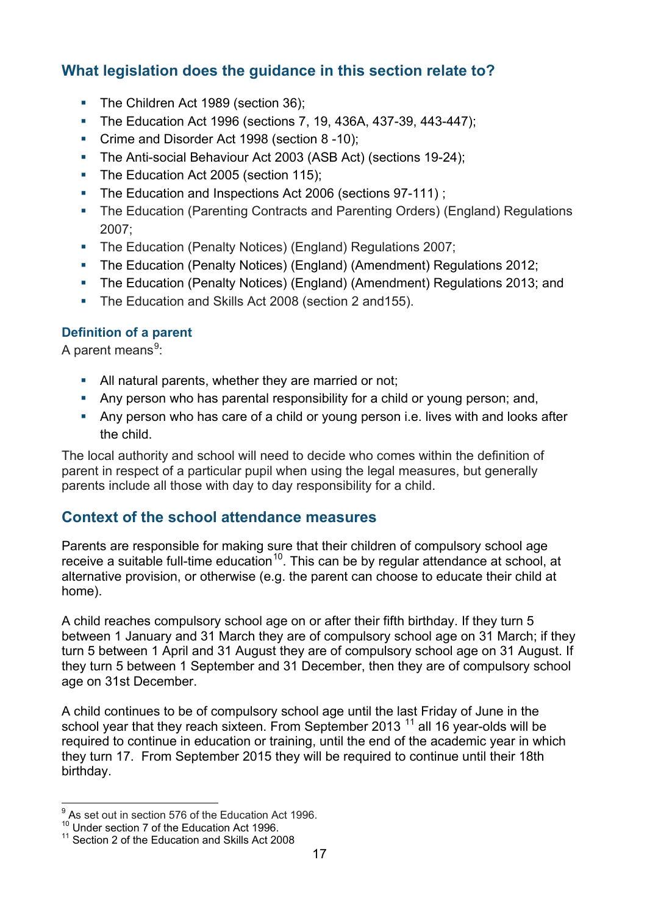## What legislation does the guidance in this section relate to?

- The Children Act 1989 (section 36);
- The Education Act 1996 (sections 7, 19, 436A, 437-39, 443-447);
- Crime and Disorder Act 1998 (section 8 -10);
- The Anti-social Behaviour Act 2003 (ASB Act) (sections 19-24);
- The Education Act 2005 (section 115);
- The Education and Inspections Act 2006 (sections 97-111) ;
- The Education (Parenting Contracts and Parenting Orders) (England) Regulations 2007;
- The Education (Penalty Notices) (England) Regulations 2007;
- The Education (Penalty Notices) (England) (Amendment) Regulations 2012;
- The Education (Penalty Notices) (England) (Amendment) Regulations 2013; and
- The Education and Skills Act 2008 (section 2 and155).

### Definition of a parent

A parent means[9]:

- All natural parents, whether they are married or not;
- Any person who has parental responsibility for a child or young person; and,
- Any person who has care of a child or young person i.e. lives with and looks after the child.

The local authority and school will need to decide who comes within the definition of parent in respect of a particular pupil when using the legal measures, but generally parents include all those with day to day responsibility for a child.

## Context of the school attendance measures

Parents are responsible for making sure that their children of compulsory school age receive a suitable full-time education[10]. This can be by regular attendance at school, at alternative provision, or otherwise (e.g. the parent can choose to educate their child at home).

A child reaches compulsory school age on or after their fifth birthday. If they turn 5 between 1 January and 31 March they are of compulsory school age on 31 March; if they turn 5 between 1 April and 31 August they are of compulsory school age on 31 August. If they turn 5 between 1 September and 31 December, then they are of compulsory school age on 31st December.

A child continues to be of compulsory school age until the last Friday of June in the school year that they reach sixteen. From September 2013 [11] all 16 year-olds will be required to continue in education or training, until the end of the academic year in which they turn 17. From September 2015 they will be required to continue until their 18th birthday.

---

[9] As set out in section 576 of the Education Act 1996.

[10] Under section 7 of the Education Act 1996.

[11] Section 2 of the Education and Skills Act 2008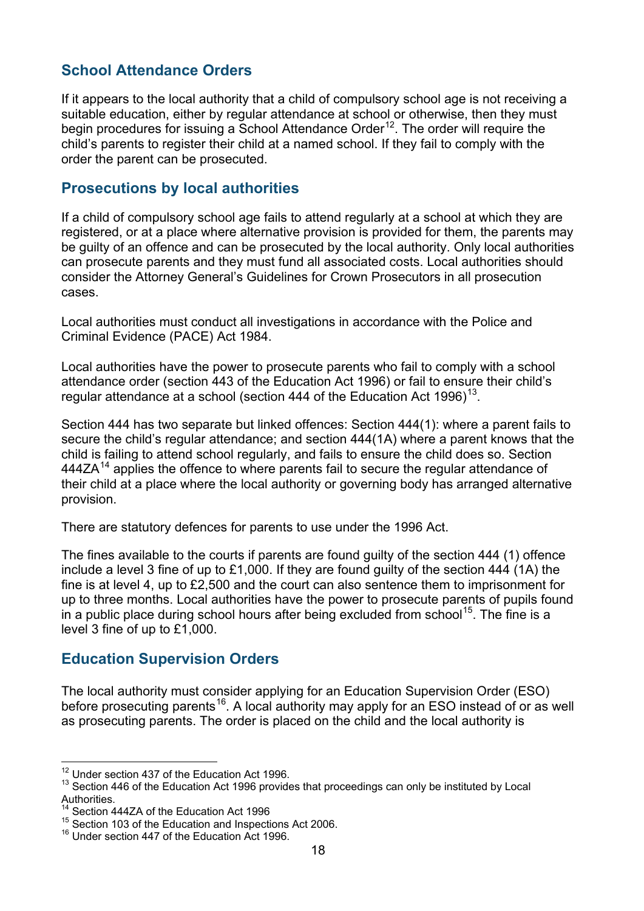## School Attendance Orders

If it appears to the local authority that a child of compulsory school age is not receiving a suitable education, either by regular attendance at school or otherwise, then they must begin procedures for issuing a School Attendance Order[12]. The order will require the child's parents to register their child at a named school. If they fail to comply with the order the parent can be prosecuted.

## Prosecutions by local authorities

If a child of compulsory school age fails to attend regularly at a school at which they are registered, or at a place where alternative provision is provided for them, the parents may be guilty of an offence and can be prosecuted by the local authority. Only local authorities can prosecute parents and they must fund all associated costs. Local authorities should consider the Attorney General's Guidelines for Crown Prosecutors in all prosecution cases.

Local authorities must conduct all investigations in accordance with the Police and Criminal Evidence (PACE) Act 1984.

Local authorities have the power to prosecute parents who fail to comply with a school attendance order (section 443 of the Education Act 1996) or fail to ensure their child's regular attendance at a school (section 444 of the Education Act 1996)[13].

Section 444 has two separate but linked offences: Section 444(1): where a parent fails to secure the child's regular attendance; and section 444(1A) where a parent knows that the child is failing to attend school regularly, and fails to ensure the child does so. Section 444ZA[14] applies the offence to where parents fail to secure the regular attendance of their child at a place where the local authority or governing body has arranged alternative provision.

There are statutory defences for parents to use under the 1996 Act.

The fines available to the courts if parents are found guilty of the section 444 (1) offence include a level 3 fine of up to £1,000. If they are found guilty of the section 444 (1A) the fine is at level 4, up to £2,500 and the court can also sentence them to imprisonment for up to three months. Local authorities have the power to prosecute parents of pupils found in a public place during school hours after being excluded from school[15]. The fine is a level 3 fine of up to £1,000.

## Education Supervision Orders

The local authority must consider applying for an Education Supervision Order (ESO) before prosecuting parents[16]. A local authority may apply for an ESO instead of or as well as prosecuting parents. The order is placed on the child and the local authority is

---

[12] Under section 437 of the Education Act 1996.

[13] Section 446 of the Education Act 1996 provides that proceedings can only be instituted by Local Authorities.

[14] Section 444ZA of the Education Act 1996

[15] Section 103 of the Education and Inspections Act 2006.

[16] Under section 447 of the Education Act 1996.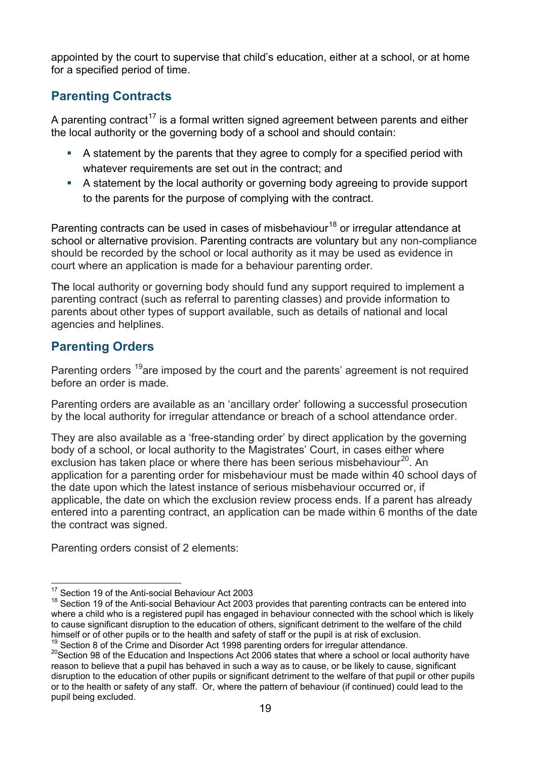appointed by the court to supervise that child's education, either at a school, or at home for a specified period of time.

## Parenting Contracts

A parenting contract[17] is a formal written signed agreement between parents and either the local authority or the governing body of a school and should contain:

- A statement by the parents that they agree to comply for a specified period with whatever requirements are set out in the contract; and
- A statement by the local authority or governing body agreeing to provide support to the parents for the purpose of complying with the contract.

Parenting contracts can be used in cases of misbehaviour[18] or irregular attendance at school or alternative provision. Parenting contracts are voluntary but any non-compliance should be recorded by the school or local authority as it may be used as evidence in court where an application is made for a behaviour parenting order.

The local authority or governing body should fund any support required to implement a parenting contract (such as referral to parenting classes) and provide information to parents about other types of support available, such as details of national and local agencies and helplines.

## Parenting Orders

Parenting orders [19]are imposed by the court and the parents' agreement is not required before an order is made.

Parenting orders are available as an 'ancillary order' following a successful prosecution by the local authority for irregular attendance or breach of a school attendance order.

They are also available as a 'free-standing order' by direct application by the governing body of a school, or local authority to the Magistrates' Court, in cases either where exclusion has taken place or where there has been serious misbehaviour[20]. An application for a parenting order for misbehaviour must be made within 40 school days of the date upon which the latest instance of serious misbehaviour occurred or, if applicable, the date on which the exclusion review process ends. If a parent has already entered into a parenting contract, an application can be made within 6 months of the date the contract was signed.

Parenting orders consist of 2 elements:

---

[17] Section 19 of the Anti-social Behaviour Act 2003

[18] Section 19 of the Anti-social Behaviour Act 2003 provides that parenting contracts can be entered into where a child who is a registered pupil has engaged in behaviour connected with the school which is likely to cause significant disruption to the education of others, significant detriment to the welfare of the child himself or of other pupils or to the health and safety of staff or the pupil is at risk of exclusion.

[19] Section 8 of the Crime and Disorder Act 1998 parenting orders for irregular attendance.

[20] Section 98 of the Education and Inspections Act 2006 states that where a school or local authority have reason to believe that a pupil has behaved in such a way as to cause, or be likely to cause, significant disruption to the education of other pupils or significant detriment to the welfare of that pupil or other pupils or to the health or safety of any staff. Or, where the pattern of behaviour (if continued) could lead to the pupil being excluded.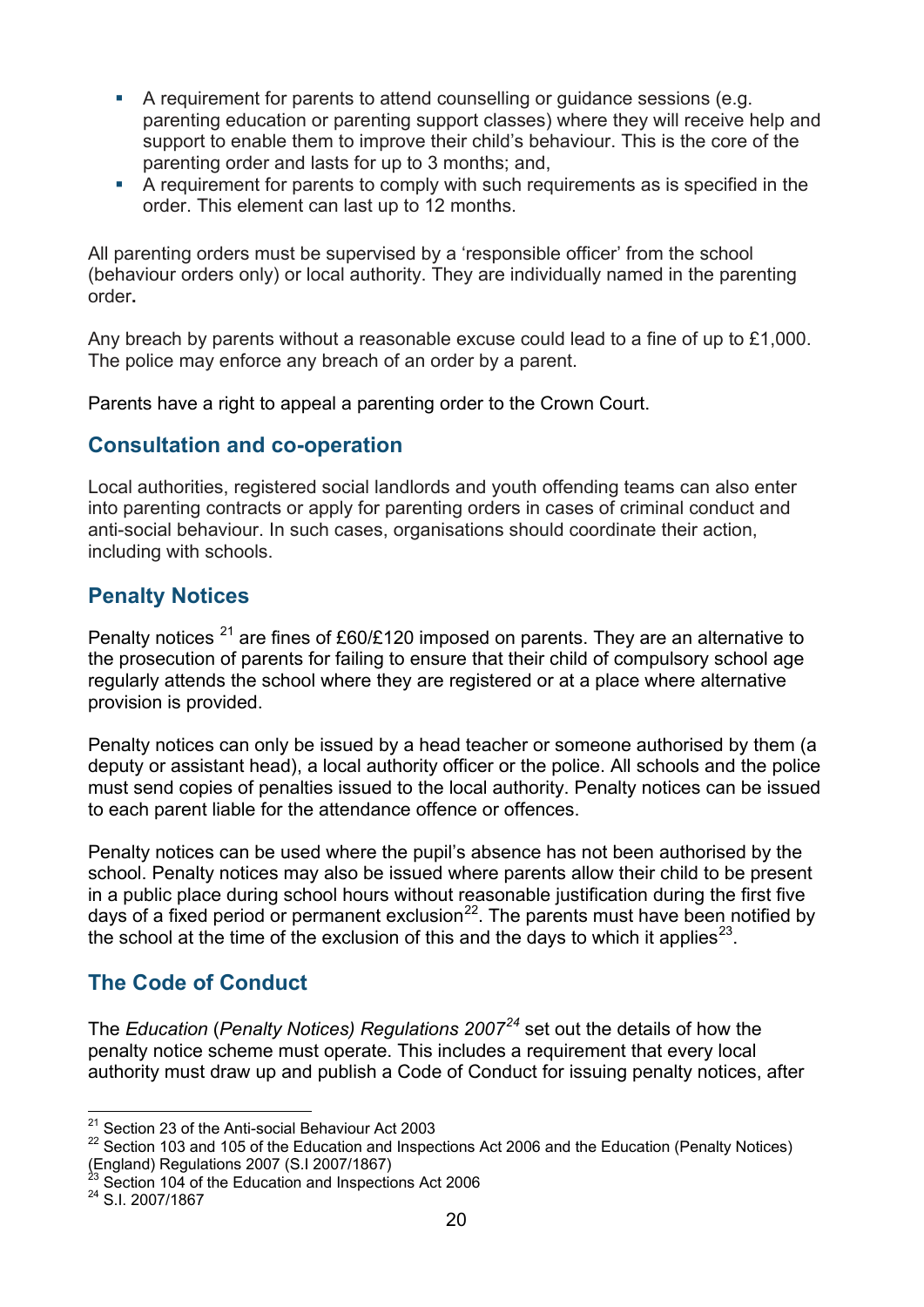- A requirement for parents to attend counselling or guidance sessions (e.g. parenting education or parenting support classes) where they will receive help and support to enable them to improve their child's behaviour. This is the core of the parenting order and lasts for up to 3 months; and,
- A requirement for parents to comply with such requirements as is specified in the order. This element can last up to 12 months.

All parenting orders must be supervised by a 'responsible officer' from the school (behaviour orders only) or local authority. They are individually named in the parenting order**.**

Any breach by parents without a reasonable excuse could lead to a fine of up to £1,000. The police may enforce any breach of an order by a parent.

Parents have a right to appeal a parenting order to the Crown Court.

## Consultation and co-operation

Local authorities, registered social landlords and youth offending teams can also enter into parenting contracts or apply for parenting orders in cases of criminal conduct and anti-social behaviour. In such cases, organisations should coordinate their action, including with schools.

## Penalty Notices

Penalty notices [21] are fines of £60/£120 imposed on parents. They are an alternative to the prosecution of parents for failing to ensure that their child of compulsory school age regularly attends the school where they are registered or at a place where alternative provision is provided.

Penalty notices can only be issued by a head teacher or someone authorised by them (a deputy or assistant head), a local authority officer or the police. All schools and the police must send copies of penalties issued to the local authority. Penalty notices can be issued to each parent liable for the attendance offence or offences.

Penalty notices can be used where the pupil's absence has not been authorised by the school. Penalty notices may also be issued where parents allow their child to be present in a public place during school hours without reasonable justification during the first five days of a fixed period or permanent exclusion[22]. The parents must have been notified by the school at the time of the exclusion of this and the days to which it applies[23].

## The Code of Conduct

The *Education* (*Penalty Notices) Regulations 2007*[24] set out the details of how the penalty notice scheme must operate. This includes a requirement that every local authority must draw up and publish a Code of Conduct for issuing penalty notices, after

---

[21] Section 23 of the Anti-social Behaviour Act 2003

[22] Section 103 and 105 of the Education and Inspections Act 2006 and the Education (Penalty Notices) (England) Regulations 2007 (S.I 2007/1867)

[23] Section 104 of the Education and Inspections Act 2006

[24] S.I. 2007/1867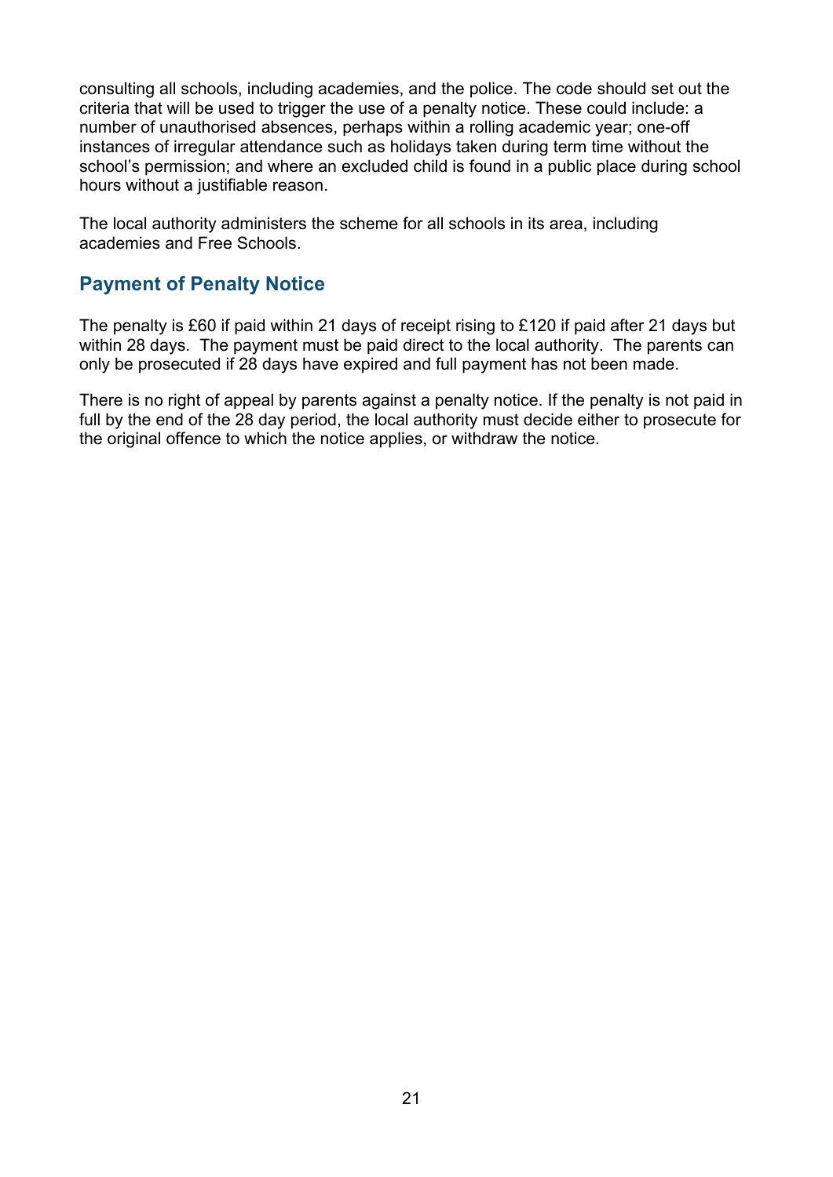consulting all schools, including academies, and the police. The code should set out the criteria that will be used to trigger the use of a penalty notice. These could include: a number of unauthorised absences, perhaps within a rolling academic year; one-off instances of irregular attendance such as holidays taken during term time without the school's permission; and where an excluded child is found in a public place during school hours without a justifiable reason.

The local authority administers the scheme for all schools in its area, including academies and Free Schools.

## Payment of Penalty Notice

The penalty is £60 if paid within 21 days of receipt rising to £120 if paid after 21 days but within 28 days. The payment must be paid direct to the local authority. The parents can only be prosecuted if 28 days have expired and full payment has not been made.

There is no right of appeal by parents against a penalty notice. If the penalty is not paid in full by the end of the 28 day period, the local authority must decide either to prosecute for the original offence to which the notice applies, or withdraw the notice.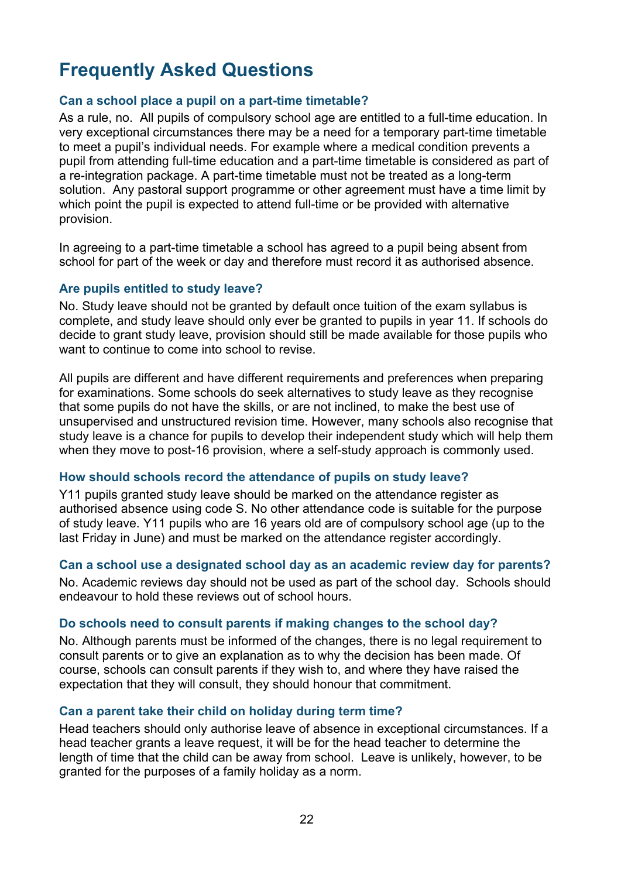# Frequently Asked Questions

### Can a school place a pupil on a part-time timetable?

As a rule, no. All pupils of compulsory school age are entitled to a full-time education. In very exceptional circumstances there may be a need for a temporary part-time timetable to meet a pupil's individual needs. For example where a medical condition prevents a pupil from attending full-time education and a part-time timetable is considered as part of a re-integration package. A part-time timetable must not be treated as a long-term solution. Any pastoral support programme or other agreement must have a time limit by which point the pupil is expected to attend full-time or be provided with alternative provision.

In agreeing to a part-time timetable a school has agreed to a pupil being absent from school for part of the week or day and therefore must record it as authorised absence.

### Are pupils entitled to study leave?

No. Study leave should not be granted by default once tuition of the exam syllabus is complete, and study leave should only ever be granted to pupils in year 11. If schools do decide to grant study leave, provision should still be made available for those pupils who want to continue to come into school to revise.

All pupils are different and have different requirements and preferences when preparing for examinations. Some schools do seek alternatives to study leave as they recognise that some pupils do not have the skills, or are not inclined, to make the best use of unsupervised and unstructured revision time. However, many schools also recognise that study leave is a chance for pupils to develop their independent study which will help them when they move to post-16 provision, where a self-study approach is commonly used.

### How should schools record the attendance of pupils on study leave?

Y11 pupils granted study leave should be marked on the attendance register as authorised absence using code S. No other attendance code is suitable for the purpose of study leave. Y11 pupils who are 16 years old are of compulsory school age (up to the last Friday in June) and must be marked on the attendance register accordingly.

### Can a school use a designated school day as an academic review day for parents?

No. Academic reviews day should not be used as part of the school day. Schools should endeavour to hold these reviews out of school hours.

### Do schools need to consult parents if making changes to the school day?

No. Although parents must be informed of the changes, there is no legal requirement to consult parents or to give an explanation as to why the decision has been made. Of course, schools can consult parents if they wish to, and where they have raised the expectation that they will consult, they should honour that commitment.

### Can a parent take their child on holiday during term time?

Head teachers should only authorise leave of absence in exceptional circumstances. If a head teacher grants a leave request, it will be for the head teacher to determine the length of time that the child can be away from school. Leave is unlikely, however, to be granted for the purposes of a family holiday as a norm.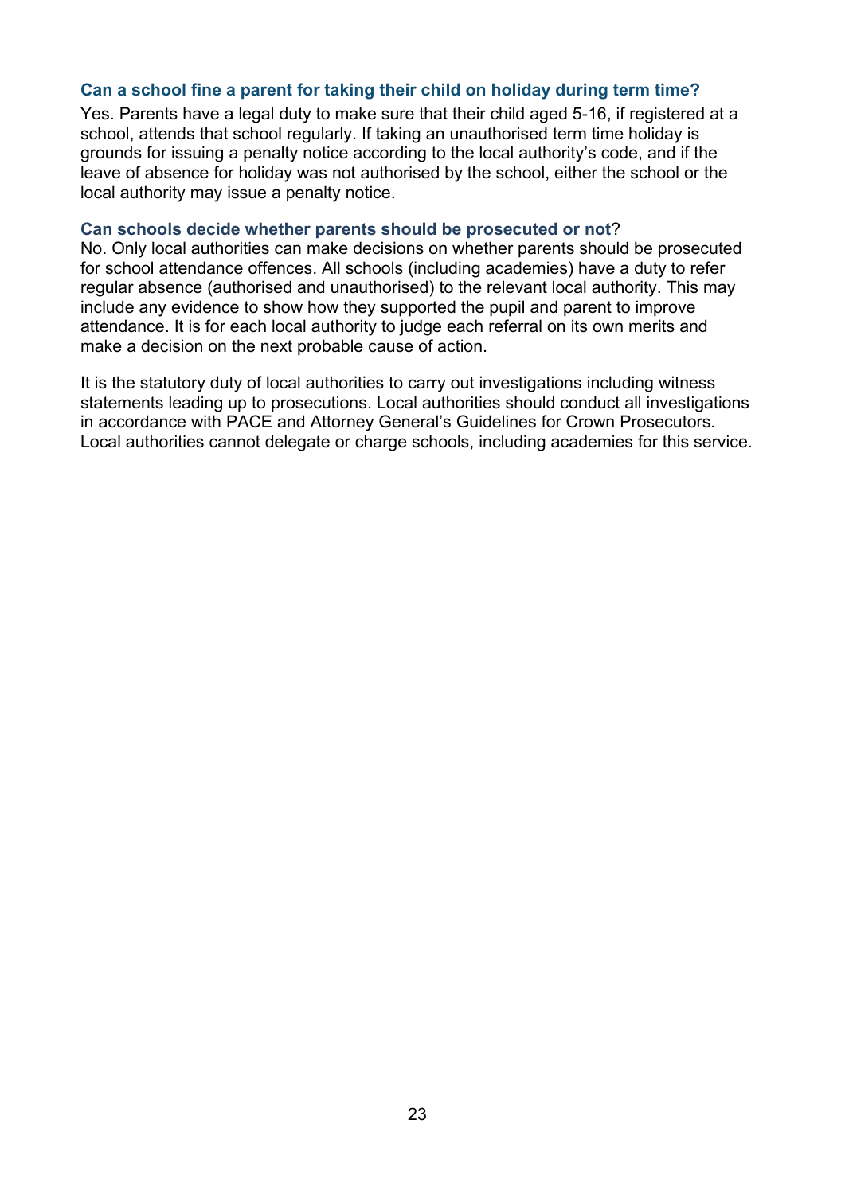### Can a school fine a parent for taking their child on holiday during term time?

Yes. Parents have a legal duty to make sure that their child aged 5-16, if registered at a school, attends that school regularly. If taking an unauthorised term time holiday is grounds for issuing a penalty notice according to the local authority's code, and if the leave of absence for holiday was not authorised by the school, either the school or the local authority may issue a penalty notice.

### Can schools decide whether parents should be prosecuted or not?

No. Only local authorities can make decisions on whether parents should be prosecuted for school attendance offences. All schools (including academies) have a duty to refer regular absence (authorised and unauthorised) to the relevant local authority. This may include any evidence to show how they supported the pupil and parent to improve attendance. It is for each local authority to judge each referral on its own merits and make a decision on the next probable cause of action.

It is the statutory duty of local authorities to carry out investigations including witness statements leading up to prosecutions. Local authorities should conduct all investigations in accordance with PACE and Attorney General's Guidelines for Crown Prosecutors. Local authorities cannot delegate or charge schools, including academies for this service.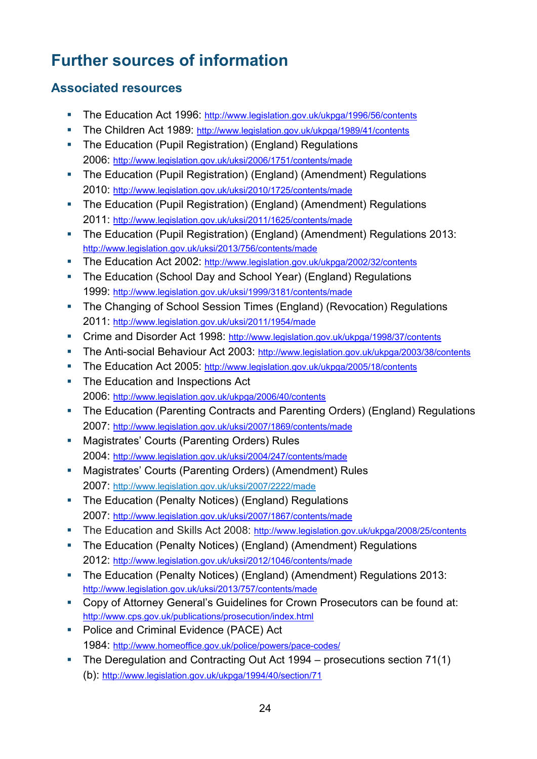# Further sources of information

## Associated resources

- The Education Act 1996: http://www.legislation.gov.uk/ukpga/1996/56/contents
- The Children Act 1989: http://www.legislation.gov.uk/ukpga/1989/41/contents
- The Education (Pupil Registration) (England) Regulations 2006: http://www.legislation.gov.uk/uksi/2006/1751/contents/made
- The Education (Pupil Registration) (England) (Amendment) Regulations 2010: http://www.legislation.gov.uk/uksi/2010/1725/contents/made
- The Education (Pupil Registration) (England) (Amendment) Regulations 2011: http://www.legislation.gov.uk/uksi/2011/1625/contents/made
- The Education (Pupil Registration) (England) (Amendment) Regulations 2013: http://www.legislation.gov.uk/uksi/2013/756/contents/made
- The Education Act 2002: http://www.legislation.gov.uk/ukpga/2002/32/contents
- The Education (School Day and School Year) (England) Regulations 1999: http://www.legislation.gov.uk/uksi/1999/3181/contents/made
- The Changing of School Session Times (England) (Revocation) Regulations 2011: http://www.legislation.gov.uk/uksi/2011/1954/made
- Crime and Disorder Act 1998: http://www.legislation.gov.uk/ukpga/1998/37/contents
- The Anti-social Behaviour Act 2003: http://www.legislation.gov.uk/ukpga/2003/38/contents
- The Education Act 2005: http://www.legislation.gov.uk/ukpga/2005/18/contents
- The Education and Inspections Act 2006: http://www.legislation.gov.uk/ukpga/2006/40/contents
- The Education (Parenting Contracts and Parenting Orders) (England) Regulations 2007: http://www.legislation.gov.uk/uksi/2007/1869/contents/made
- Magistrates' Courts (Parenting Orders) Rules 2004: http://www.legislation.gov.uk/uksi/2004/247/contents/made
- Magistrates' Courts (Parenting Orders) (Amendment) Rules 2007: http://www.legislation.gov.uk/uksi/2007/2222/made
- The Education (Penalty Notices) (England) Regulations 2007: http://www.legislation.gov.uk/uksi/2007/1867/contents/made
- The Education and Skills Act 2008: http://www.legislation.gov.uk/ukpga/2008/25/contents
- The Education (Penalty Notices) (England) (Amendment) Regulations 2012: http://www.legislation.gov.uk/uksi/2012/1046/contents/made
- The Education (Penalty Notices) (England) (Amendment) Regulations 2013: http://www.legislation.gov.uk/uksi/2013/757/contents/made
- Copy of Attorney General's Guidelines for Crown Prosecutors can be found at: http://www.cps.gov.uk/publications/prosecution/index.html
- Police and Criminal Evidence (PACE) Act 1984: http://www.homeoffice.gov.uk/police/powers/pace-codes/
- The Deregulation and Contracting Out Act 1994 – prosecutions section 71(1)(b): http://www.legislation.gov.uk/ukpga/1994/40/section/71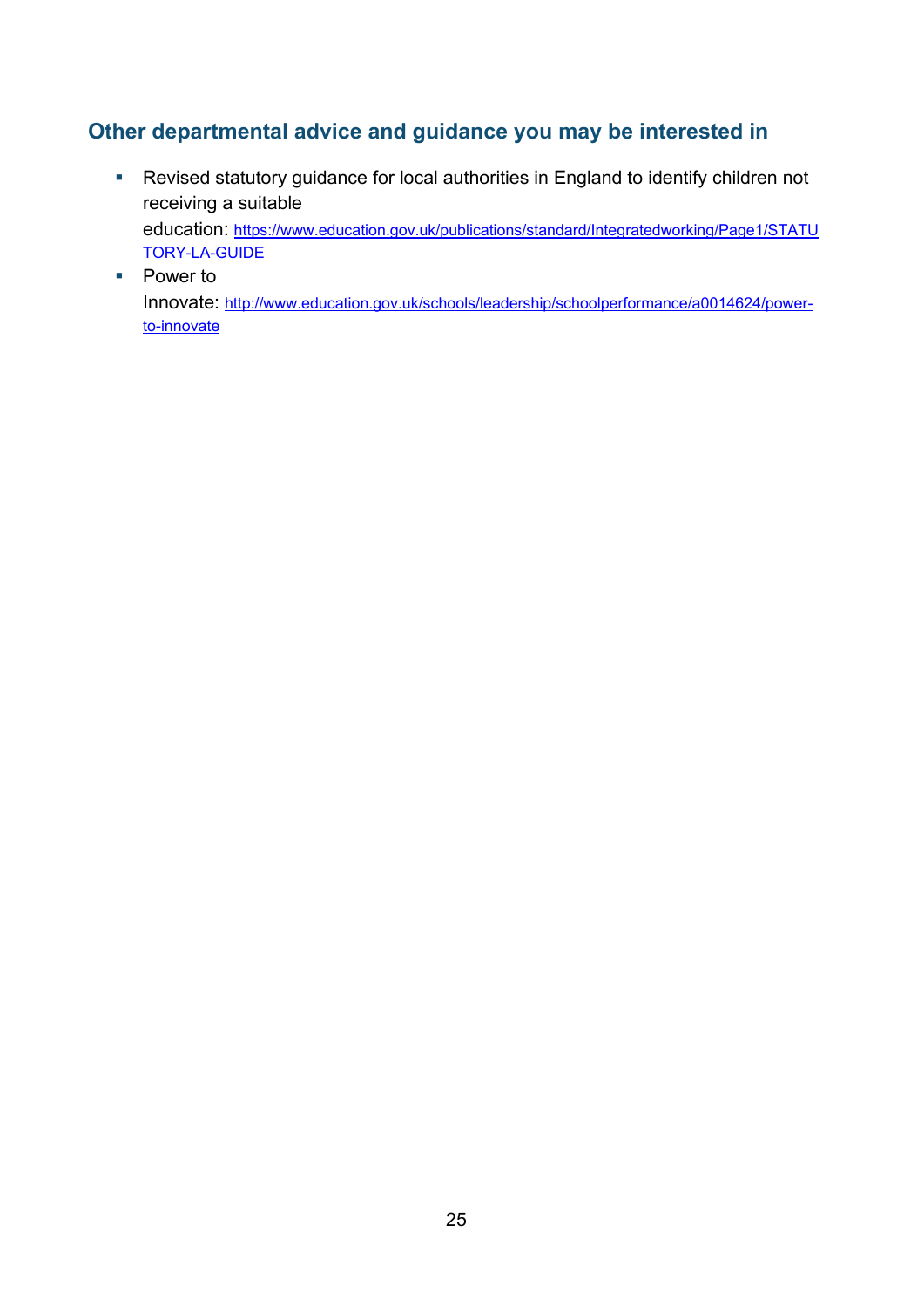## Other departmental advice and guidance you may be interested in

- Revised statutory guidance for local authorities in England to identify children not receiving a suitable education: https://www.education.gov.uk/publications/standard/Integratedworking/Page1/STATUTORY-LA-GUIDE
- Power to Innovate: http://www.education.gov.uk/schools/leadership/schoolperformance/a0014624/power-to-innovate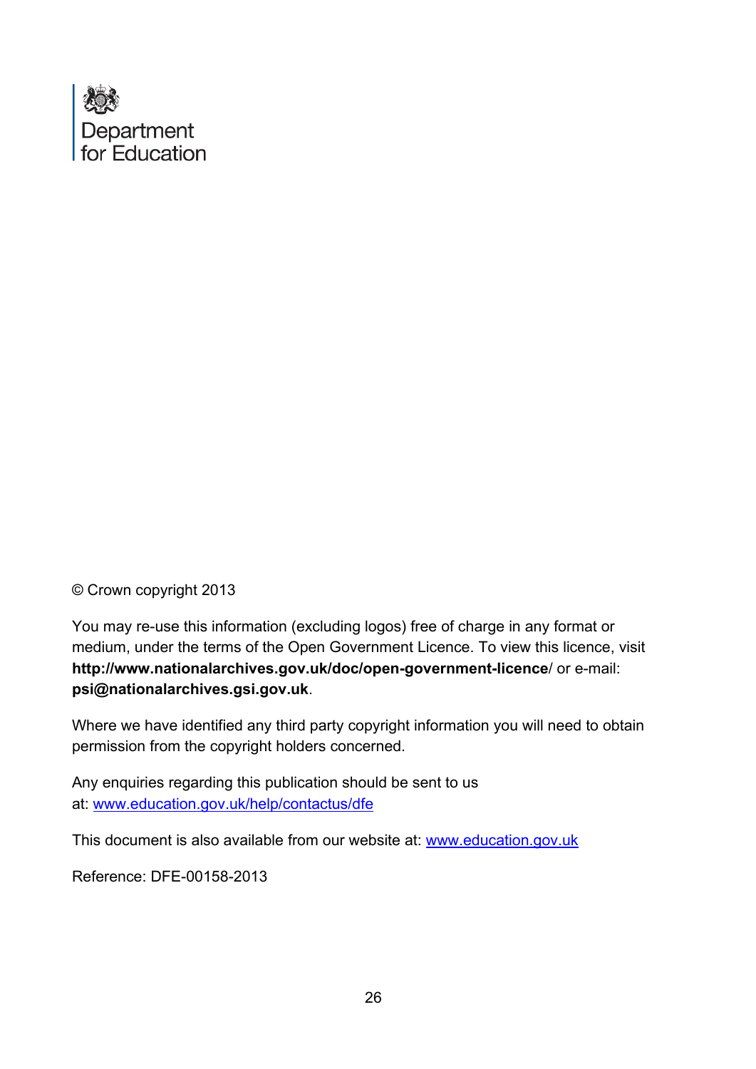Department for Education

© Crown copyright 2013

You may re-use this information (excluding logos) free of charge in any format or medium, under the terms of the Open Government Licence. To view this licence, visit **http://www.nationalarchives.gov.uk/doc/open-government-licence**/ or e-mail: **psi@nationalarchives.gsi.gov.uk**.

Where we have identified any third party copyright information you will need to obtain permission from the copyright holders concerned.

Any enquiries regarding this publication should be sent to us at: www.education.gov.uk/help/contactus/dfe

This document is also available from our website at: www.education.gov.uk

Reference: DFE-00158-2013